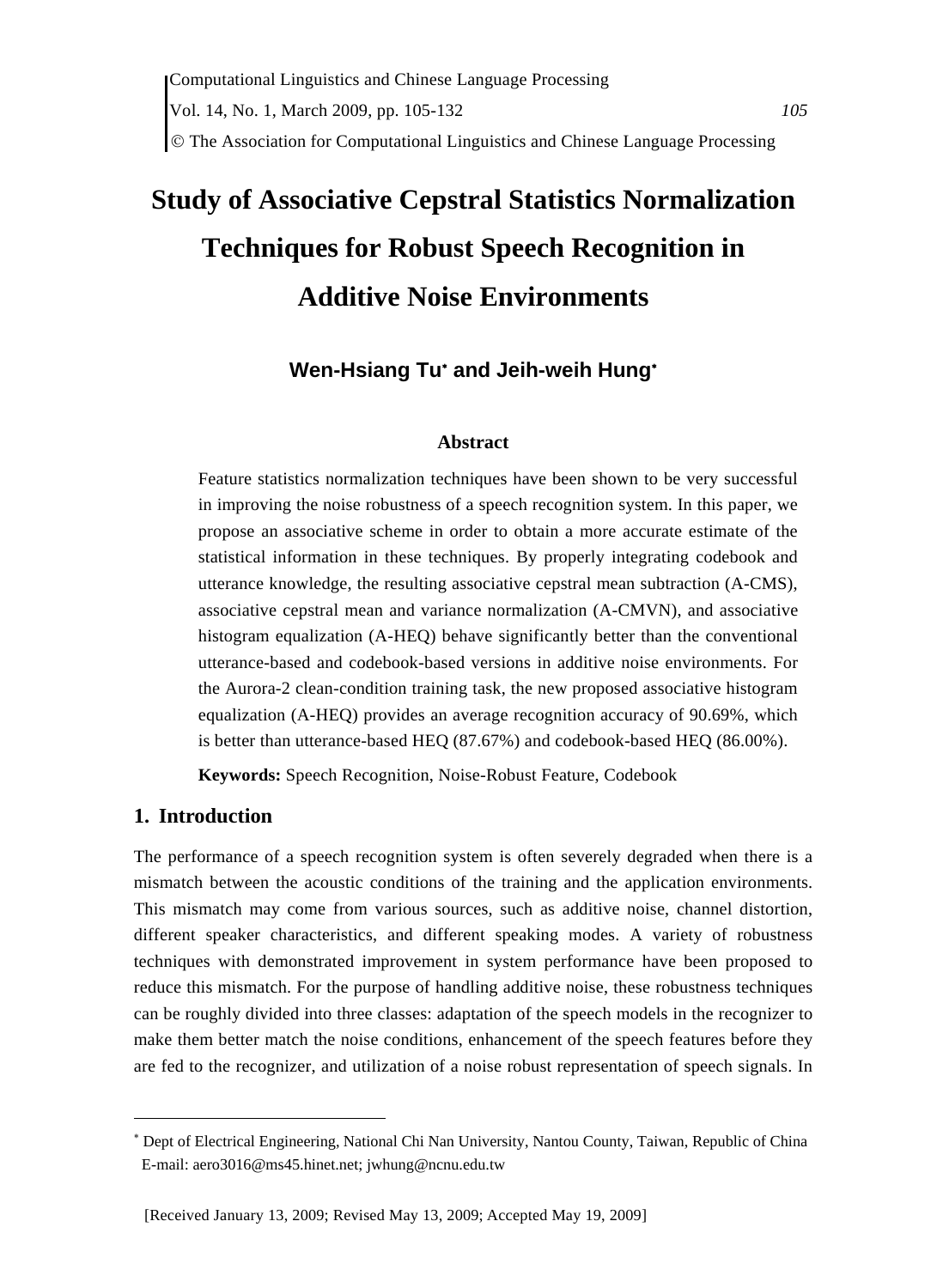# Study of Associative Cepstral Statistics Normalization Techniques for Robust Speech Recognition in Additive Noise Environments

**Wen-Hsiang Tu[∗] and Jeih-weih Hung[∗]**

### Abstract

Feature statistics normalization techniques have been shown to be very successful in improving the noise robustness of a speech recognition system. In this paper, we propose an associative scheme in order to obtain a more accurate estimate of the statistical information in these techniques. By properly integrating codebook and utterance knowledge, the resulting associative cepstral mean subtraction (A-CMS), associative cepstral mean and variance normalization (A-CMVN), and associative histogram equalization (A-HEQ) behave significantly better than the conventional utterance-based and codebook-based versions in additive noise environments. For the Aurora-2 clean-condition training task, the new proposed associative histogram equalization (A-HEQ) provides an average recognition accuracy of 90.69%, which is better than utterance-based HEQ (87.67%) and codebook-based HEQ (86.00%).

**Keywords:** Speech Recognition, Noise-Robust Feature, Codebook

## 1. Introduction

The performance of a speech recognition system is often severely degraded when there is a mismatch between the acoustic conditions of the training and the application environments. This mismatch may come from various sources, such as additive noise, channel distortion, different speaker characteristics, and different speaking modes. A variety of robustness techniques with demonstrated improvement in system performance have been proposed to reduce this mismatch. For the purpose of handling additive noise, these robustness techniques can be roughly divided into three classes: adaptation of the speech models in the recognizer to make them better match the noise conditions, enhancement of the speech features before they are fed to the recognizer, and utilization of a noise robust representation of speech signals. In

---

[∗] Dept of Electrical Engineering, National Chi Nan University, Nantou County, Taiwan, Republic of China
E-mail: aero3016@ms45.hinet.net; jwhung@ncnu.edu.tw

[Received January 13, 2009; Revised May 13, 2009; Accepted May 19, 2009]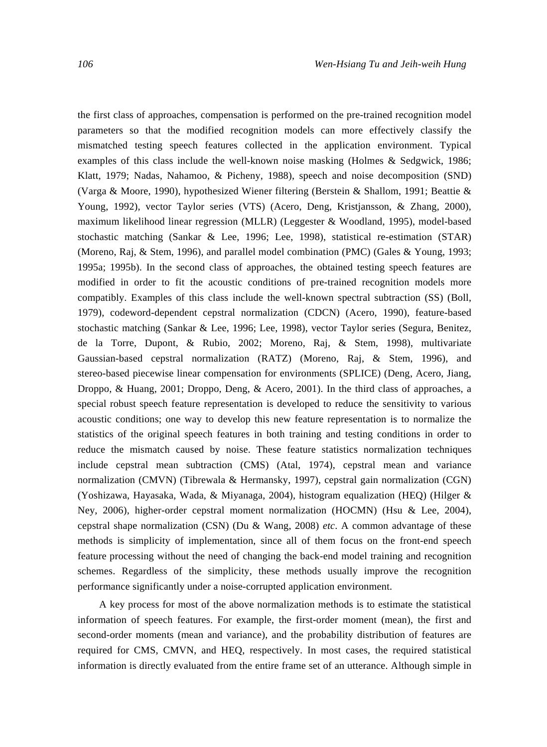the first class of approaches, compensation is performed on the pre-trained recognition model parameters so that the modified recognition models can more effectively classify the mismatched testing speech features collected in the application environment. Typical examples of this class include the well-known noise masking (Holmes & Sedgwick, 1986; Klatt, 1979; Nadas, Nahamoo, & Picheny, 1988), speech and noise decomposition (SND) (Varga & Moore, 1990), hypothesized Wiener filtering (Berstein & Shallom, 1991; Beattie & Young, 1992), vector Taylor series (VTS) (Acero, Deng, Kristjansson, & Zhang, 2000), maximum likelihood linear regression (MLLR) (Leggester & Woodland, 1995), model-based stochastic matching (Sankar & Lee, 1996; Lee, 1998), statistical re-estimation (STAR) (Moreno, Raj, & Stem, 1996), and parallel model combination (PMC) (Gales & Young, 1993; 1995a; 1995b). In the second class of approaches, the obtained testing speech features are modified in order to fit the acoustic conditions of pre-trained recognition models more compatibly. Examples of this class include the well-known spectral subtraction (SS) (Boll, 1979), codeword-dependent cepstral normalization (CDCN) (Acero, 1990), feature-based stochastic matching (Sankar & Lee, 1996; Lee, 1998), vector Taylor series (Segura, Benitez, de la Torre, Dupont, & Rubio, 2002; Moreno, Raj, & Stem, 1998), multivariate Gaussian-based cepstral normalization (RATZ) (Moreno, Raj, & Stem, 1996), and stereo-based piecewise linear compensation for environments (SPLICE) (Deng, Acero, Jiang, Droppo, & Huang, 2001; Droppo, Deng, & Acero, 2001). In the third class of approaches, a special robust speech feature representation is developed to reduce the sensitivity to various acoustic conditions; one way to develop this new feature representation is to normalize the statistics of the original speech features in both training and testing conditions in order to reduce the mismatch caused by noise. These feature statistics normalization techniques include cepstral mean subtraction (CMS) (Atal, 1974), cepstral mean and variance normalization (CMVN) (Tibrewala & Hermansky, 1997), cepstral gain normalization (CGN) (Yoshizawa, Hayasaka, Wada, & Miyanaga, 2004), histogram equalization (HEQ) (Hilger & Ney, 2006), higher-order cepstral moment normalization (HOCMN) (Hsu & Lee, 2004), cepstral shape normalization (CSN) (Du & Wang, 2008) *etc*. A common advantage of these methods is simplicity of implementation, since all of them focus on the front-end speech feature processing without the need of changing the back-end model training and recognition schemes. Regardless of the simplicity, these methods usually improve the recognition performance significantly under a noise-corrupted application environment.

A key process for most of the above normalization methods is to estimate the statistical information of speech features. For example, the first-order moment (mean), the first and second-order moments (mean and variance), and the probability distribution of features are required for CMS, CMVN, and HEQ, respectively. In most cases, the required statistical information is directly evaluated from the entire frame set of an utterance. Although simple in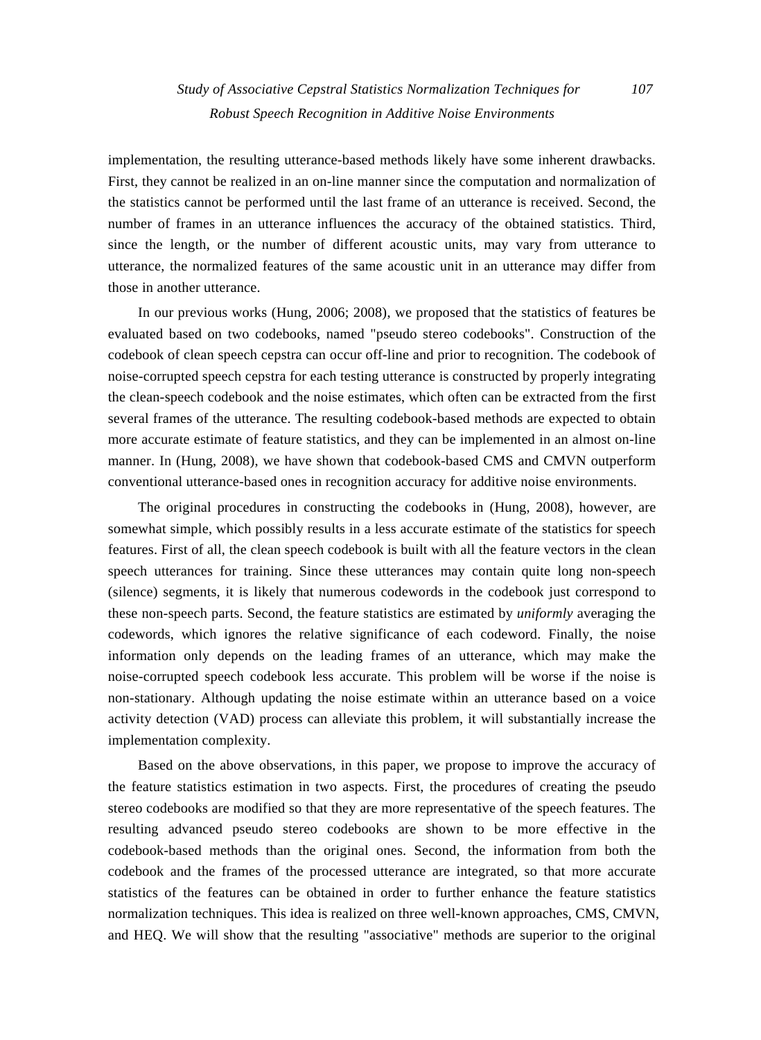implementation, the resulting utterance-based methods likely have some inherent drawbacks. First, they cannot be realized in an on-line manner since the computation and normalization of the statistics cannot be performed until the last frame of an utterance is received. Second, the number of frames in an utterance influences the accuracy of the obtained statistics. Third, since the length, or the number of different acoustic units, may vary from utterance to utterance, the normalized features of the same acoustic unit in an utterance may differ from those in another utterance.

In our previous works (Hung, 2006; 2008), we proposed that the statistics of features be evaluated based on two codebooks, named "pseudo stereo codebooks". Construction of the codebook of clean speech cepstra can occur off-line and prior to recognition. The codebook of noise-corrupted speech cepstra for each testing utterance is constructed by properly integrating the clean-speech codebook and the noise estimates, which often can be extracted from the first several frames of the utterance. The resulting codebook-based methods are expected to obtain more accurate estimate of feature statistics, and they can be implemented in an almost on-line manner. In (Hung, 2008), we have shown that codebook-based CMS and CMVN outperform conventional utterance-based ones in recognition accuracy for additive noise environments.

The original procedures in constructing the codebooks in (Hung, 2008), however, are somewhat simple, which possibly results in a less accurate estimate of the statistics for speech features. First of all, the clean speech codebook is built with all the feature vectors in the clean speech utterances for training. Since these utterances may contain quite long non-speech (silence) segments, it is likely that numerous codewords in the codebook just correspond to these non-speech parts. Second, the feature statistics are estimated by *uniformly* averaging the codewords, which ignores the relative significance of each codeword. Finally, the noise information only depends on the leading frames of an utterance, which may make the noise-corrupted speech codebook less accurate. This problem will be worse if the noise is non-stationary. Although updating the noise estimate within an utterance based on a voice activity detection (VAD) process can alleviate this problem, it will substantially increase the implementation complexity.

Based on the above observations, in this paper, we propose to improve the accuracy of the feature statistics estimation in two aspects. First, the procedures of creating the pseudo stereo codebooks are modified so that they are more representative of the speech features. The resulting advanced pseudo stereo codebooks are shown to be more effective in the codebook-based methods than the original ones. Second, the information from both the codebook and the frames of the processed utterance are integrated, so that more accurate statistics of the features can be obtained in order to further enhance the feature statistics normalization techniques. This idea is realized on three well-known approaches, CMS, CMVN, and HEQ. We will show that the resulting "associative" methods are superior to the original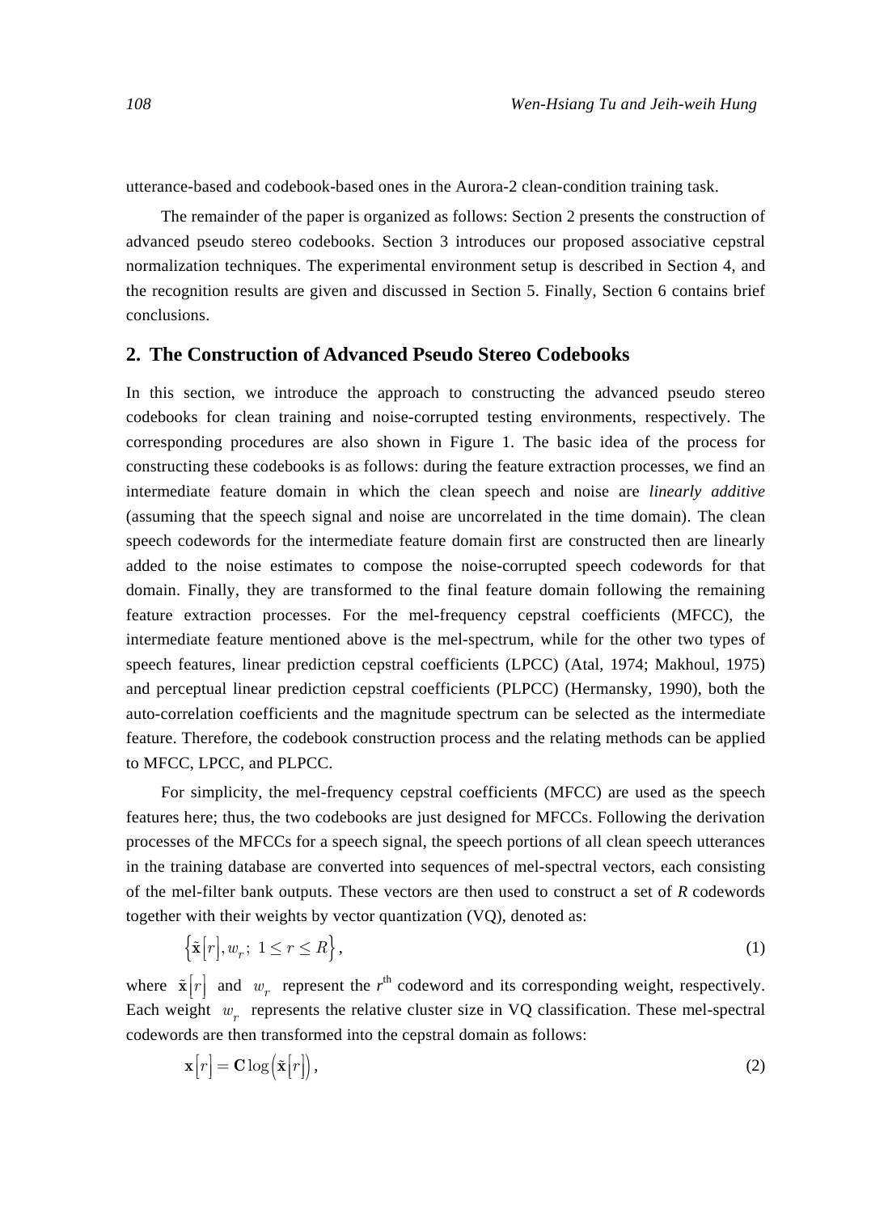utterance-based and codebook-based ones in the Aurora-2 clean-condition training task.

The remainder of the paper is organized as follows: Section 2 presents the construction of advanced pseudo stereo codebooks. Section 3 introduces our proposed associative cepstral normalization techniques. The experimental environment setup is described in Section 4, and the recognition results are given and discussed in Section 5. Finally, Section 6 contains brief conclusions.

## 2. The Construction of Advanced Pseudo Stereo Codebooks

In this section, we introduce the approach to constructing the advanced pseudo stereo codebooks for clean training and noise-corrupted testing environments, respectively. The corresponding procedures are also shown in Figure 1. The basic idea of the process for constructing these codebooks is as follows: during the feature extraction processes, we find an intermediate feature domain in which the clean speech and noise are *linearly additive* (assuming that the speech signal and noise are uncorrelated in the time domain). The clean speech codewords for the intermediate feature domain first are constructed then are linearly added to the noise estimates to compose the noise-corrupted speech codewords for that domain. Finally, they are transformed to the final feature domain following the remaining feature extraction processes. For the mel-frequency cepstral coefficients (MFCC), the intermediate feature mentioned above is the mel-spectrum, while for the other two types of speech features, linear prediction cepstral coefficients (LPCC) (Atal, 1974; Makhoul, 1975) and perceptual linear prediction cepstral coefficients (PLPCC) (Hermansky, 1990), both the auto-correlation coefficients and the magnitude spectrum can be selected as the intermediate feature. Therefore, the codebook construction process and the relating methods can be applied to MFCC, LPCC, and PLPCC.

For simplicity, the mel-frequency cepstral coefficients (MFCC) are used as the speech features here; thus, the two codebooks are just designed for MFCCs. Following the derivation processes of the MFCCs for a speech signal, the speech portions of all clean speech utterances in the training database are converted into sequences of mel-spectral vectors, each consisting of the mel-filter bank outputs. These vectors are then used to construct a set of $R$ codewords together with their weights by vector quantization (VQ), denoted as:

$$\left\{\tilde{\mathbf{x}}\left[r\right], w_r;\ 1 \le r \le R\right\}, \tag{1}$$

where $\tilde{\mathbf{x}}\left[r\right]$ and $w_r$ represent the $r^{\text{th}}$ codeword and its corresponding weight, respectively. Each weight $w_r$ represents the relative cluster size in VQ classification. These mel-spectral codewords are then transformed into the cepstral domain as follows:

$$\mathbf{x}\left[r\right] = \mathbf{C}\log\left(\tilde{\mathbf{x}}\left[r\right]\right), \tag{2}$$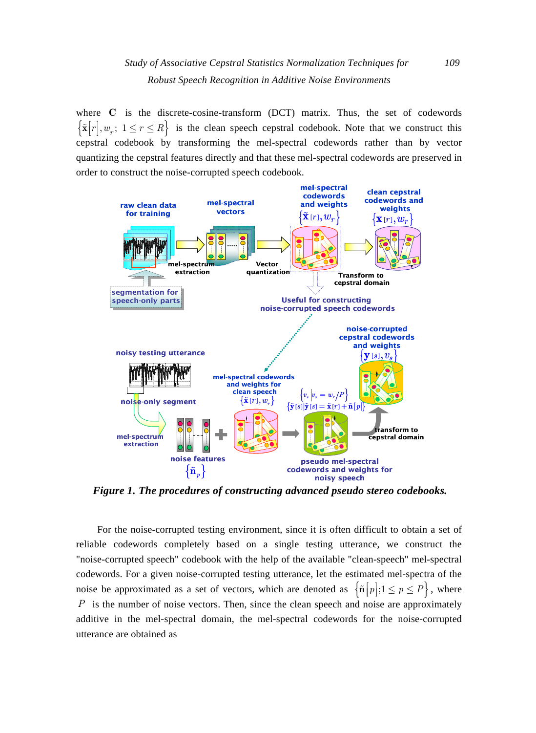where $\mathbf{C}$ is the discrete-cosine-transform (DCT) matrix. Thus, the set of codewords $\left\{\tilde{\mathbf{x}}[r], w_r;\ 1 \le r \le R\right\}$ is the clean speech cepstral codebook. Note that we construct this cepstral codebook by transforming the mel-spectral codewords rather than by vector quantizing the cepstral features directly and that these mel-spectral codewords are preserved in order to construct the noise-corrupted speech codebook.

*Figure 1. The procedures of constructing advanced pseudo stereo codebooks.*

For the noise-corrupted testing environment, since it is often difficult to obtain a set of reliable codewords completely based on a single testing utterance, we construct the "noise-corrupted speech" codebook with the help of the available "clean-speech" mel-spectral codewords. For a given noise-corrupted testing utterance, let the estimated mel-spectra of the noise be approximated as a set of vectors, which are denoted as $\left\{\tilde{\mathbf{n}}[p]; 1 \le p \le P\right\}$, where $P$ is the number of noise vectors. Then, since the clean speech and noise are approximately additive in the mel-spectral domain, the mel-spectral codewords for the noise-corrupted utterance are obtained as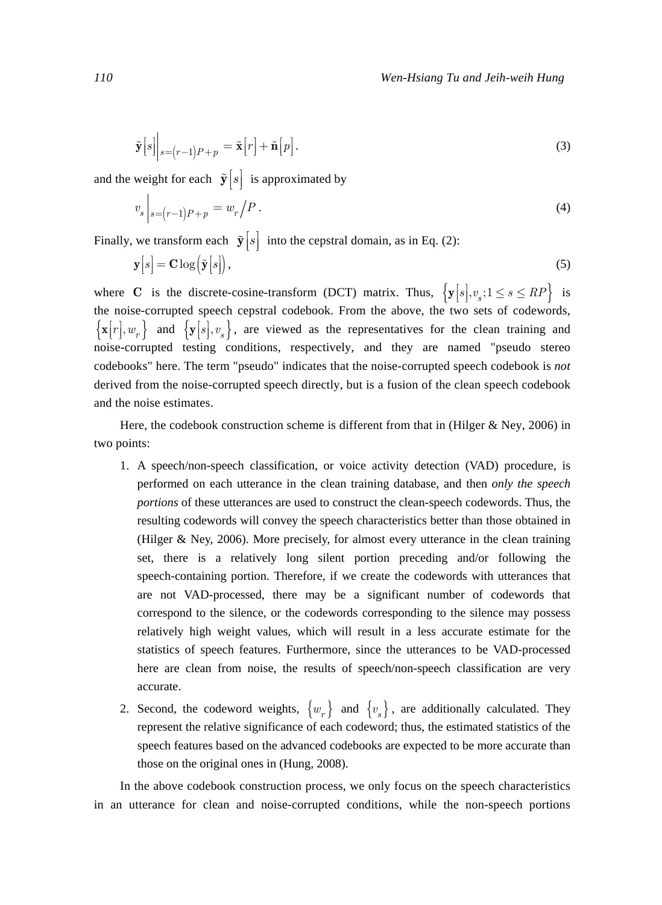$$\tilde{\mathbf{y}}[s]\Big|_{s=(r-1)P+p} = \tilde{\mathbf{x}}[r] + \tilde{\mathbf{n}}[p]. \tag{3}$$

and the weight for each $\tilde{\mathbf{y}}[s]$ is approximated by

$$v_s\Big|_{s=(r-1)P+p} = w_r / P. \tag{4}$$

Finally, we transform each $\tilde{\mathbf{y}}[s]$ into the cepstral domain, as in Eq. (2):

$$\mathbf{y}[s] = \mathbf{C}\log\left(\tilde{\mathbf{y}}[s]\right), \tag{5}$$

where $\mathbf{C}$ is the discrete-cosine-transform (DCT) matrix. Thus, $\left\{\mathbf{y}[s], v_s; 1 \leq s \leq RP\right\}$ is the noise-corrupted speech cepstral codebook. From the above, the two sets of codewords, $\left\{\mathbf{x}[r], w_r\right\}$ and $\left\{\mathbf{y}[s], v_s\right\}$, are viewed as the representatives for the clean training and noise-corrupted testing conditions, respectively, and they are named "pseudo stereo codebooks" here. The term "pseudo" indicates that the noise-corrupted speech codebook is *not* derived from the noise-corrupted speech directly, but is a fusion of the clean speech codebook and the noise estimates.

Here, the codebook construction scheme is different from that in (Hilger & Ney, 2006) in two points:

1. A speech/non-speech classification, or voice activity detection (VAD) procedure, is performed on each utterance in the clean training database, and then *only the speech portions* of these utterances are used to construct the clean-speech codewords. Thus, the resulting codewords will convey the speech characteristics better than those obtained in (Hilger & Ney, 2006). More precisely, for almost every utterance in the clean training set, there is a relatively long silent portion preceding and/or following the speech-containing portion. Therefore, if we create the codewords with utterances that are not VAD-processed, there may be a significant number of codewords that correspond to the silence, or the codewords corresponding to the silence may possess relatively high weight values, which will result in a less accurate estimate for the statistics of speech features. Furthermore, since the utterances to be VAD-processed here are clean from noise, the results of speech/non-speech classification are very accurate.
2. Second, the codeword weights, $\left\{w_r\right\}$ and $\left\{v_s\right\}$, are additionally calculated. They represent the relative significance of each codeword; thus, the estimated statistics of the speech features based on the advanced codebooks are expected to be more accurate than those on the original ones in (Hung, 2008).

In the above codebook construction process, we only focus on the speech characteristics in an utterance for clean and noise-corrupted conditions, while the non-speech portions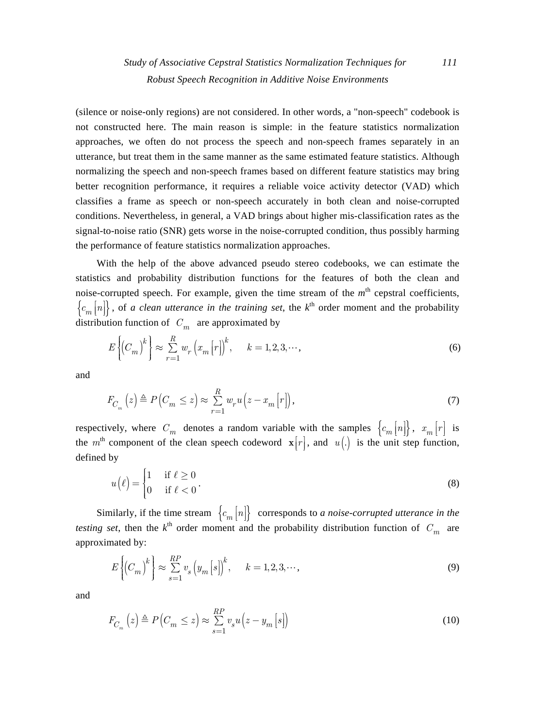(silence or noise-only regions) are not considered. In other words, a "non-speech" codebook is not constructed here. The main reason is simple: in the feature statistics normalization approaches, we often do not process the speech and non-speech frames separately in an utterance, but treat them in the same manner as the same estimated feature statistics. Although normalizing the speech and non-speech frames based on different feature statistics may bring better recognition performance, it requires a reliable voice activity detector (VAD) which classifies a frame as speech or non-speech accurately in both clean and noise-corrupted conditions. Nevertheless, in general, a VAD brings about higher mis-classification rates as the signal-to-noise ratio (SNR) gets worse in the noise-corrupted condition, thus possibly harming the performance of feature statistics normalization approaches.

With the help of the above advanced pseudo stereo codebooks, we can estimate the statistics and probability distribution functions for the features of both the clean and noise-corrupted speech. For example, given the time stream of the $m^{\text{th}}$ cepstral coefficients, $\left\{c_m\left[n\right]\right\}$, of *a clean utterance in the training set*, the $k^{\text{th}}$ order moment and the probability distribution function of $C_m$ are approximated by

$$E\left\{\left(C_m\right)^k\right\} \approx \sum_{r=1}^{R} w_r \left(x_m\left[r\right]\right)^k, \quad k = 1,2,3,\cdots, \tag{6}$$

and

$$F_{C_m}\left(z\right) \triangleq P\left(C_m \le z\right) \approx \sum_{r=1}^{R} w_r u\left(z - x_m\left[r\right]\right), \tag{7}$$

respectively, where $C_m$ denotes a random variable with the samples $\left\{c_m\left[n\right]\right\}$, $x_m\left[r\right]$ is the $m^{\text{th}}$ component of the clean speech codeword $\mathbf{x}\left[r\right]$, and $u\left(.\right)$ is the unit step function, defined by

$$u\left(\ell\right) = \begin{cases} 1 & \text{if } \ell \ge 0 \\ 0 & \text{if } \ell < 0 \end{cases}. \tag{8}$$

Similarly, if the time stream $\left\{c_m\left[n\right]\right\}$ corresponds to *a noise-corrupted utterance in the testing set*, then the $k^{\text{th}}$ order moment and the probability distribution function of $C_m$ are approximated by:

$$E\left\{\left(C_m\right)^k\right\} \approx \sum_{s=1}^{RP} v_s \left(y_m\left[s\right]\right)^k, \quad k = 1,2,3,\cdots, \tag{9}$$

and

$$F_{C_m}\left(z\right) \triangleq P\left(C_m \le z\right) \approx \sum_{s=1}^{RP} v_s u\left(z - y_m\left[s\right]\right) \tag{10}$$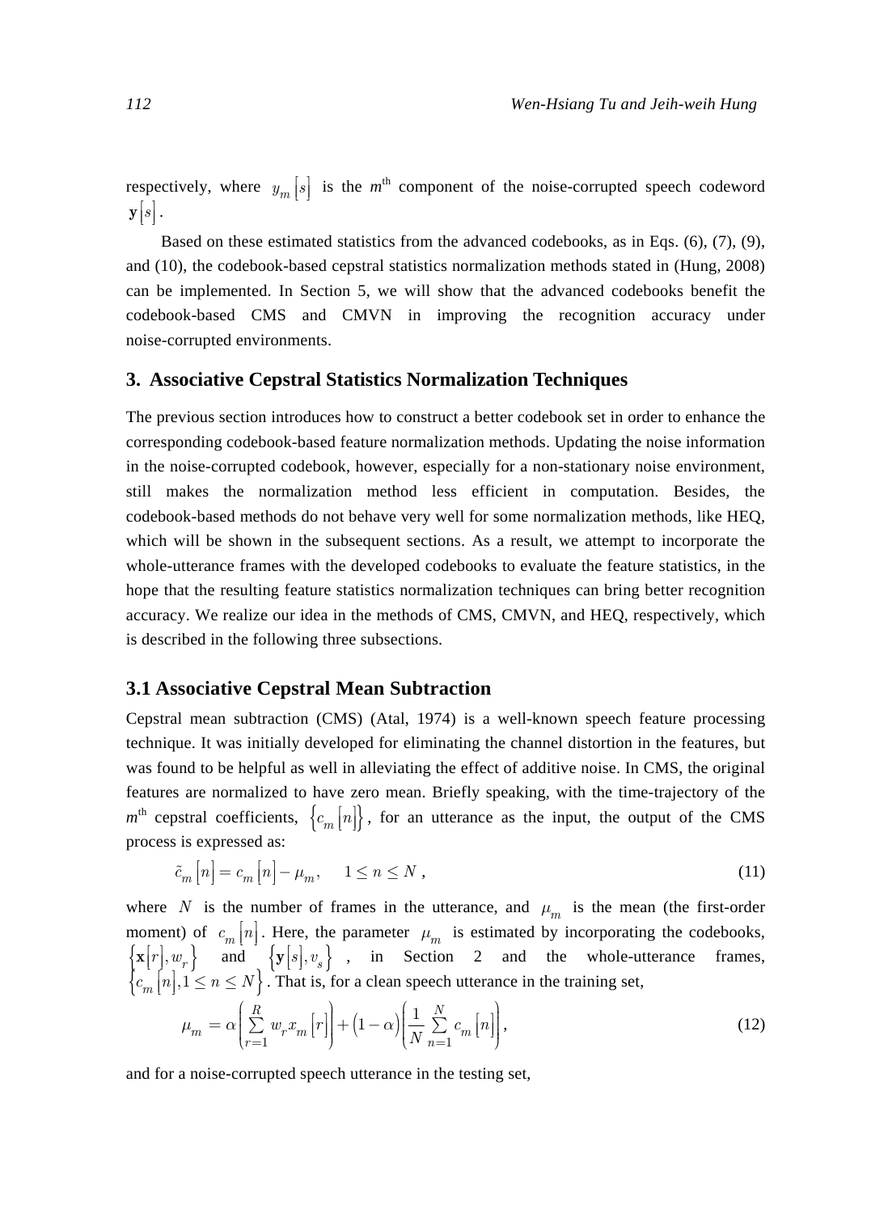respectively, where $y_m[s]$ is the $m^{\text{th}}$ component of the noise-corrupted speech codeword $\mathbf{y}[s]$.

Based on these estimated statistics from the advanced codebooks, as in Eqs. (6), (7), (9), and (10), the codebook-based cepstral statistics normalization methods stated in (Hung, 2008) can be implemented. In Section 5, we will show that the advanced codebooks benefit the codebook-based CMS and CMVN in improving the recognition accuracy under noise-corrupted environments.

## 3. Associative Cepstral Statistics Normalization Techniques

The previous section introduces how to construct a better codebook set in order to enhance the corresponding codebook-based feature normalization methods. Updating the noise information in the noise-corrupted codebook, however, especially for a non-stationary noise environment, still makes the normalization method less efficient in computation. Besides, the codebook-based methods do not behave very well for some normalization methods, like HEQ, which will be shown in the subsequent sections. As a result, we attempt to incorporate the whole-utterance frames with the developed codebooks to evaluate the feature statistics, in the hope that the resulting feature statistics normalization techniques can bring better recognition accuracy. We realize our idea in the methods of CMS, CMVN, and HEQ, respectively, which is described in the following three subsections.

### 3.1 Associative Cepstral Mean Subtraction

Cepstral mean subtraction (CMS) (Atal, 1974) is a well-known speech feature processing technique. It was initially developed for eliminating the channel distortion in the features, but was found to be helpful as well in alleviating the effect of additive noise. In CMS, the original features are normalized to have zero mean. Briefly speaking, with the time-trajectory of the $m^{\text{th}}$ cepstral coefficients, $\{c_m[n]\}$, for an utterance as the input, the output of the CMS process is expressed as:

$$\tilde{c}_m[n] = c_m[n] - \mu_m, \quad 1 \le n \le N, \tag{11}$$

where $N$ is the number of frames in the utterance, and $\mu_m$ is the mean (the first-order moment) of $c_m[n]$. Here, the parameter $\mu_m$ is estimated by incorporating the codebooks, $\{\mathbf{x}[r], w_r\}$ and $\{\mathbf{y}[s], v_s\}$, in Section 2 and the whole-utterance frames, $\{c_m[n], 1 \le n \le N\}$. That is, for a clean speech utterance in the training set,

$$\mu_m = \alpha\left(\sum_{r=1}^{R} w_r x_m[r]\right) + (1-\alpha)\left(\frac{1}{N}\sum_{n=1}^{N} c_m[n]\right), \tag{12}$$

and for a noise-corrupted speech utterance in the testing set,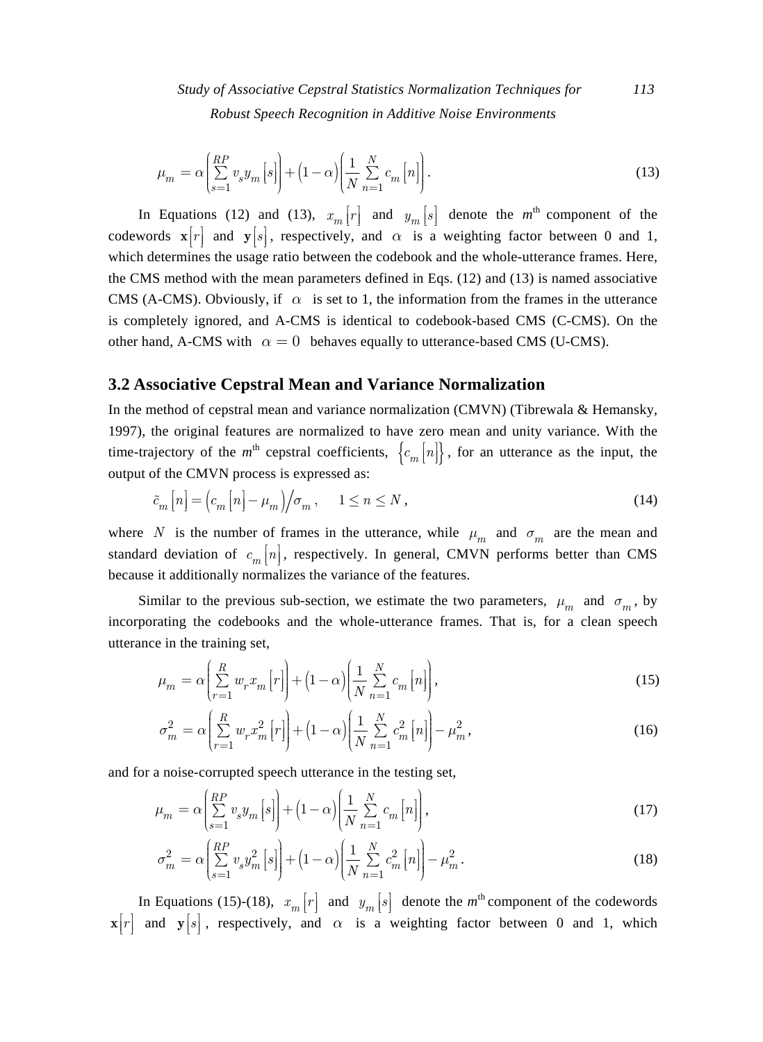$$\mu_m = \alpha\left(\sum_{s=1}^{RP} v_s y_m[s]\right) + (1-\alpha)\left(\frac{1}{N}\sum_{n=1}^{N} c_m[n]\right). \tag{13}$$

In Equations (12) and (13), $x_m[r]$ and $y_m[s]$ denote the $m^{\text{th}}$ component of the codewords $\mathbf{x}[r]$ and $\mathbf{y}[s]$, respectively, and $\alpha$ is a weighting factor between 0 and 1, which determines the usage ratio between the codebook and the whole-utterance frames. Here, the CMS method with the mean parameters defined in Eqs. (12) and (13) is named associative CMS (A-CMS). Obviously, if $\alpha$ is set to 1, the information from the frames in the utterance is completely ignored, and A-CMS is identical to codebook-based CMS (C-CMS). On the other hand, A-CMS with $\alpha = 0$ behaves equally to utterance-based CMS (U-CMS).

## 3.2 Associative Cepstral Mean and Variance Normalization

In the method of cepstral mean and variance normalization (CMVN) (Tibrewala & Hemansky, 1997), the original features are normalized to have zero mean and unity variance. With the time-trajectory of the $m^{\text{th}}$ cepstral coefficients, $\{c_m[n]\}$, for an utterance as the input, the output of the CMVN process is expressed as:

$$\tilde{c}_m[n] = \left(c_m[n] - \mu_m\right)\big/\sigma_m, \quad 1 \le n \le N, \tag{14}$$

where $N$ is the number of frames in the utterance, while $\mu_m$ and $\sigma_m$ are the mean and standard deviation of $c_m[n]$, respectively. In general, CMVN performs better than CMS because it additionally normalizes the variance of the features.

Similar to the previous sub-section, we estimate the two parameters, $\mu_m$ and $\sigma_m$, by incorporating the codebooks and the whole-utterance frames. That is, for a clean speech utterance in the training set,

$$\mu_m = \alpha\left(\sum_{r=1}^{R} w_r x_m[r]\right) + (1-\alpha)\left(\frac{1}{N}\sum_{n=1}^{N} c_m[n]\right), \tag{15}$$

$$\sigma_m^2 = \alpha\left(\sum_{r=1}^{R} w_r x_m^2[r]\right) + (1-\alpha)\left(\frac{1}{N}\sum_{n=1}^{N} c_m^2[n]\right) - \mu_m^2, \tag{16}$$

and for a noise-corrupted speech utterance in the testing set,

$$\mu_m = \alpha\left(\sum_{s=1}^{RP} v_s y_m[s]\right) + (1-\alpha)\left(\frac{1}{N}\sum_{n=1}^{N} c_m[n]\right), \tag{17}$$

$$\sigma_m^2 = \alpha\left(\sum_{s=1}^{RP} v_s y_m^2[s]\right) + (1-\alpha)\left(\frac{1}{N}\sum_{n=1}^{N} c_m^2[n]\right) - \mu_m^2. \tag{18}$$

In Equations (15)-(18), $x_m[r]$ and $y_m[s]$ denote the $m^{\text{th}}$ component of the codewords $\mathbf{x}[r]$ and $\mathbf{y}[s]$, respectively, and $\alpha$ is a weighting factor between 0 and 1, which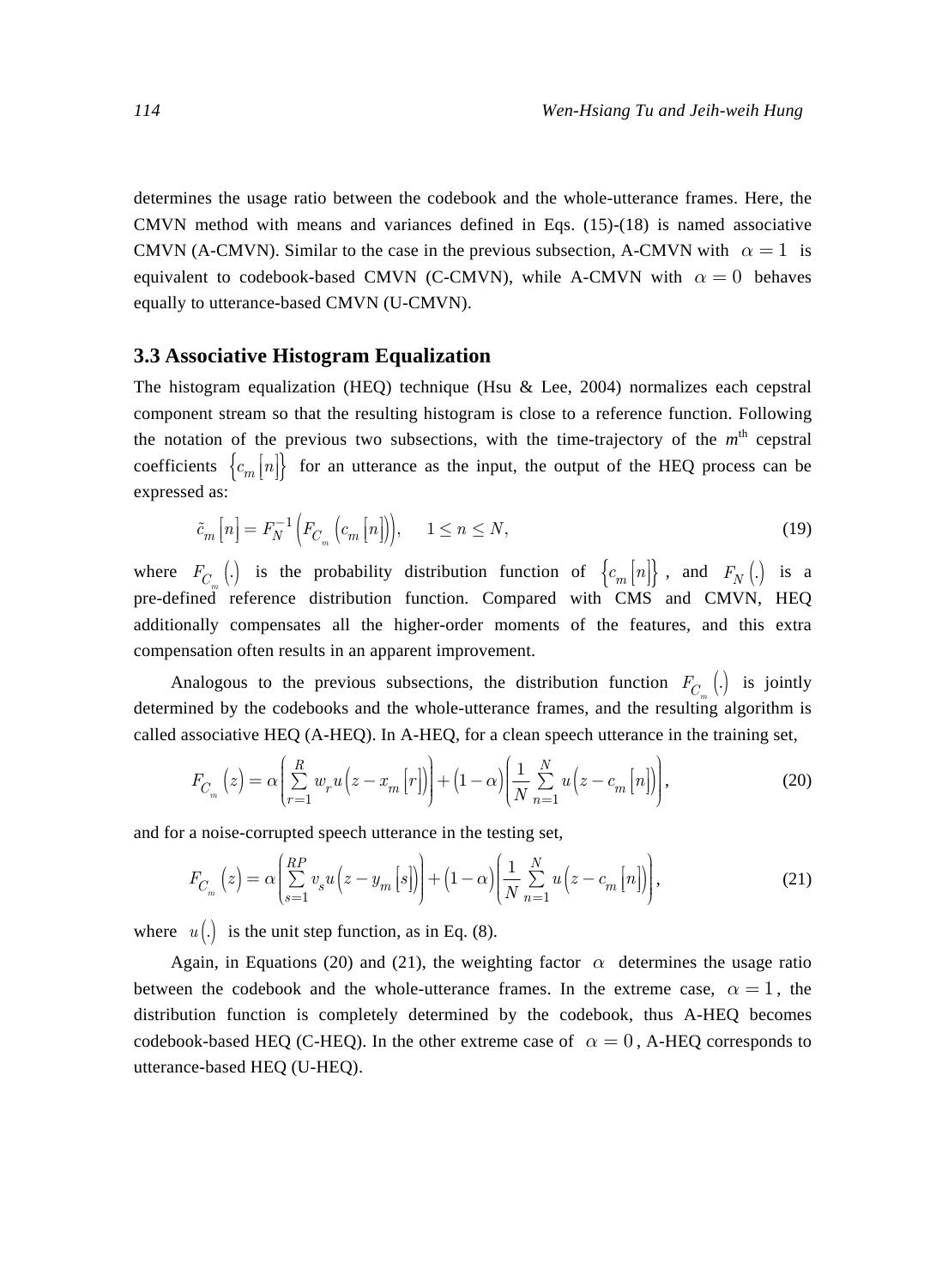determines the usage ratio between the codebook and the whole-utterance frames. Here, the CMVN method with means and variances defined in Eqs. (15)-(18) is named associative CMVN (A-CMVN). Similar to the case in the previous subsection, A-CMVN with $\alpha = 1$ is equivalent to codebook-based CMVN (C-CMVN), while A-CMVN with $\alpha = 0$ behaves equally to utterance-based CMVN (U-CMVN).

### 3.3 Associative Histogram Equalization

The histogram equalization (HEQ) technique (Hsu & Lee, 2004) normalizes each cepstral component stream so that the resulting histogram is close to a reference function. Following the notation of the previous two subsections, with the time-trajectory of the $m^{\text{th}}$ cepstral coefficients $\{c_m[n]\}$ for an utterance as the input, the output of the HEQ process can be expressed as:

$$\tilde{c}_m[n] = F_N^{-1}\left(F_{C_m}\left(c_m[n]\right)\right), \quad 1 \leq n \leq N, \tag{19}$$

where $F_{C_m}(.)$ is the probability distribution function of $\{c_m[n]\}$, and $F_N(.)$ is a pre-defined reference distribution function. Compared with CMS and CMVN, HEQ additionally compensates all the higher-order moments of the features, and this extra compensation often results in an apparent improvement.

Analogous to the previous subsections, the distribution function $F_{C_m}(.)$ is jointly determined by the codebooks and the whole-utterance frames, and the resulting algorithm is called associative HEQ (A-HEQ). In A-HEQ, for a clean speech utterance in the training set,

$$F_{C_m}(z) = \alpha\left(\sum_{r=1}^{R} w_r u\left(z - x_m[r]\right)\right) + (1-\alpha)\left(\frac{1}{N}\sum_{n=1}^{N} u\left(z - c_m[n]\right)\right), \tag{20}$$

and for a noise-corrupted speech utterance in the testing set,

$$F_{C_m}(z) = \alpha\left(\sum_{s=1}^{RP} v_s u\left(z - y_m[s]\right)\right) + (1-\alpha)\left(\frac{1}{N}\sum_{n=1}^{N} u\left(z - c_m[n]\right)\right), \tag{21}$$

where $u(.)$ is the unit step function, as in Eq. (8).

Again, in Equations (20) and (21), the weighting factor $\alpha$ determines the usage ratio between the codebook and the whole-utterance frames. In the extreme case, $\alpha = 1$, the distribution function is completely determined by the codebook, thus A-HEQ becomes codebook-based HEQ (C-HEQ). In the other extreme case of $\alpha = 0$, A-HEQ corresponds to utterance-based HEQ (U-HEQ).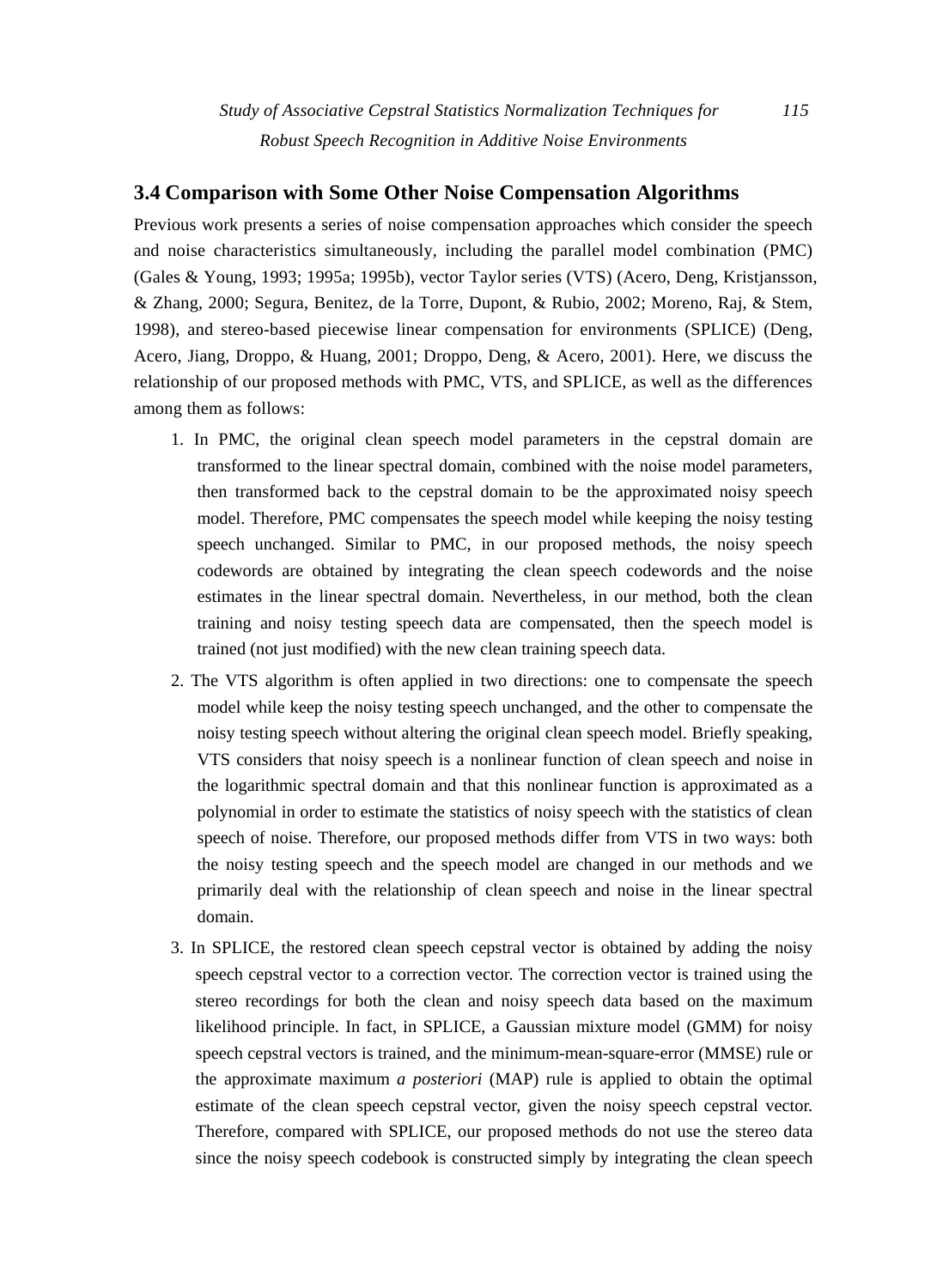## 3.4 Comparison with Some Other Noise Compensation Algorithms

Previous work presents a series of noise compensation approaches which consider the speech and noise characteristics simultaneously, including the parallel model combination (PMC) (Gales & Young, 1993; 1995a; 1995b), vector Taylor series (VTS) (Acero, Deng, Kristjansson, & Zhang, 2000; Segura, Benitez, de la Torre, Dupont, & Rubio, 2002; Moreno, Raj, & Stem, 1998), and stereo-based piecewise linear compensation for environments (SPLICE) (Deng, Acero, Jiang, Droppo, & Huang, 2001; Droppo, Deng, & Acero, 2001). Here, we discuss the relationship of our proposed methods with PMC, VTS, and SPLICE, as well as the differences among them as follows:

1. In PMC, the original clean speech model parameters in the cepstral domain are transformed to the linear spectral domain, combined with the noise model parameters, then transformed back to the cepstral domain to be the approximated noisy speech model. Therefore, PMC compensates the speech model while keeping the noisy testing speech unchanged. Similar to PMC, in our proposed methods, the noisy speech codewords are obtained by integrating the clean speech codewords and the noise estimates in the linear spectral domain. Nevertheless, in our method, both the clean training and noisy testing speech data are compensated, then the speech model is trained (not just modified) with the new clean training speech data.
2. The VTS algorithm is often applied in two directions: one to compensate the speech model while keep the noisy testing speech unchanged, and the other to compensate the noisy testing speech without altering the original clean speech model. Briefly speaking, VTS considers that noisy speech is a nonlinear function of clean speech and noise in the logarithmic spectral domain and that this nonlinear function is approximated as a polynomial in order to estimate the statistics of noisy speech with the statistics of clean speech of noise. Therefore, our proposed methods differ from VTS in two ways: both the noisy testing speech and the speech model are changed in our methods and we primarily deal with the relationship of clean speech and noise in the linear spectral domain.
3. In SPLICE, the restored clean speech cepstral vector is obtained by adding the noisy speech cepstral vector to a correction vector. The correction vector is trained using the stereo recordings for both the clean and noisy speech data based on the maximum likelihood principle. In fact, in SPLICE, a Gaussian mixture model (GMM) for noisy speech cepstral vectors is trained, and the minimum-mean-square-error (MMSE) rule or the approximate maximum *a posteriori* (MAP) rule is applied to obtain the optimal estimate of the clean speech cepstral vector, given the noisy speech cepstral vector. Therefore, compared with SPLICE, our proposed methods do not use the stereo data since the noisy speech codebook is constructed simply by integrating the clean speech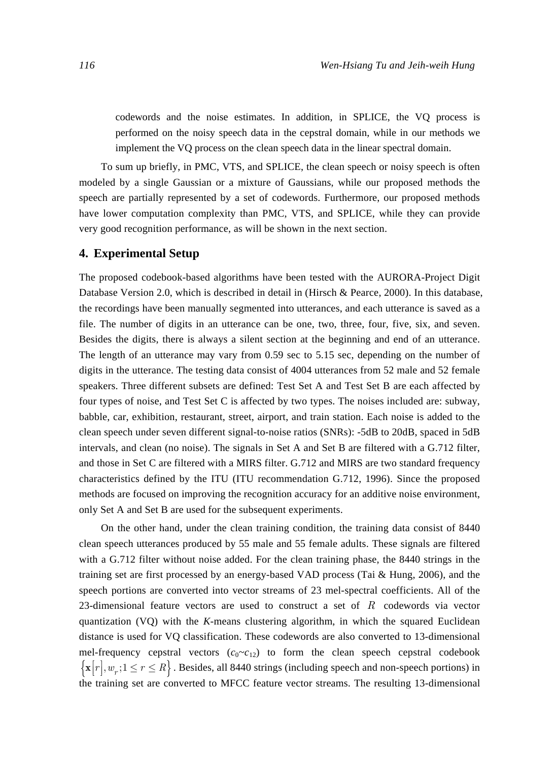codewords and the noise estimates. In addition, in SPLICE, the VQ process is performed on the noisy speech data in the cepstral domain, while in our methods we implement the VQ process on the clean speech data in the linear spectral domain.

To sum up briefly, in PMC, VTS, and SPLICE, the clean speech or noisy speech is often modeled by a single Gaussian or a mixture of Gaussians, while our proposed methods the speech are partially represented by a set of codewords. Furthermore, our proposed methods have lower computation complexity than PMC, VTS, and SPLICE, while they can provide very good recognition performance, as will be shown in the next section.

## 4. Experimental Setup

The proposed codebook-based algorithms have been tested with the AURORA-Project Digit Database Version 2.0, which is described in detail in (Hirsch & Pearce, 2000). In this database, the recordings have been manually segmented into utterances, and each utterance is saved as a file. The number of digits in an utterance can be one, two, three, four, five, six, and seven. Besides the digits, there is always a silent section at the beginning and end of an utterance. The length of an utterance may vary from 0.59 sec to 5.15 sec, depending on the number of digits in the utterance. The testing data consist of 4004 utterances from 52 male and 52 female speakers. Three different subsets are defined: Test Set A and Test Set B are each affected by four types of noise, and Test Set C is affected by two types. The noises included are: subway, babble, car, exhibition, restaurant, street, airport, and train station. Each noise is added to the clean speech under seven different signal-to-noise ratios (SNRs): -5dB to 20dB, spaced in 5dB intervals, and clean (no noise). The signals in Set A and Set B are filtered with a G.712 filter, and those in Set C are filtered with a MIRS filter. G.712 and MIRS are two standard frequency characteristics defined by the ITU (ITU recommendation G.712, 1996). Since the proposed methods are focused on improving the recognition accuracy for an additive noise environment, only Set A and Set B are used for the subsequent experiments.

On the other hand, under the clean training condition, the training data consist of 8440 clean speech utterances produced by 55 male and 55 female adults. These signals are filtered with a G.712 filter without noise added. For the clean training phase, the 8440 strings in the training set are first processed by an energy-based VAD process (Tai & Hung, 2006), and the speech portions are converted into vector streams of 23 mel-spectral coefficients. All of the 23-dimensional feature vectors are used to construct a set of $R$ codewords via vector quantization (VQ) with the *K*-means clustering algorithm, in which the squared Euclidean distance is used for VQ classification. These codewords are also converted to 13-dimensional mel-frequency cepstral vectors ($c_0$~$c_{12}$) to form the clean speech cepstral codebook $\left\{\mathbf{x}\left[r\right], w_r; 1 \le r \le R\right\}$. Besides, all 8440 strings (including speech and non-speech portions) in the training set are converted to MFCC feature vector streams. The resulting 13-dimensional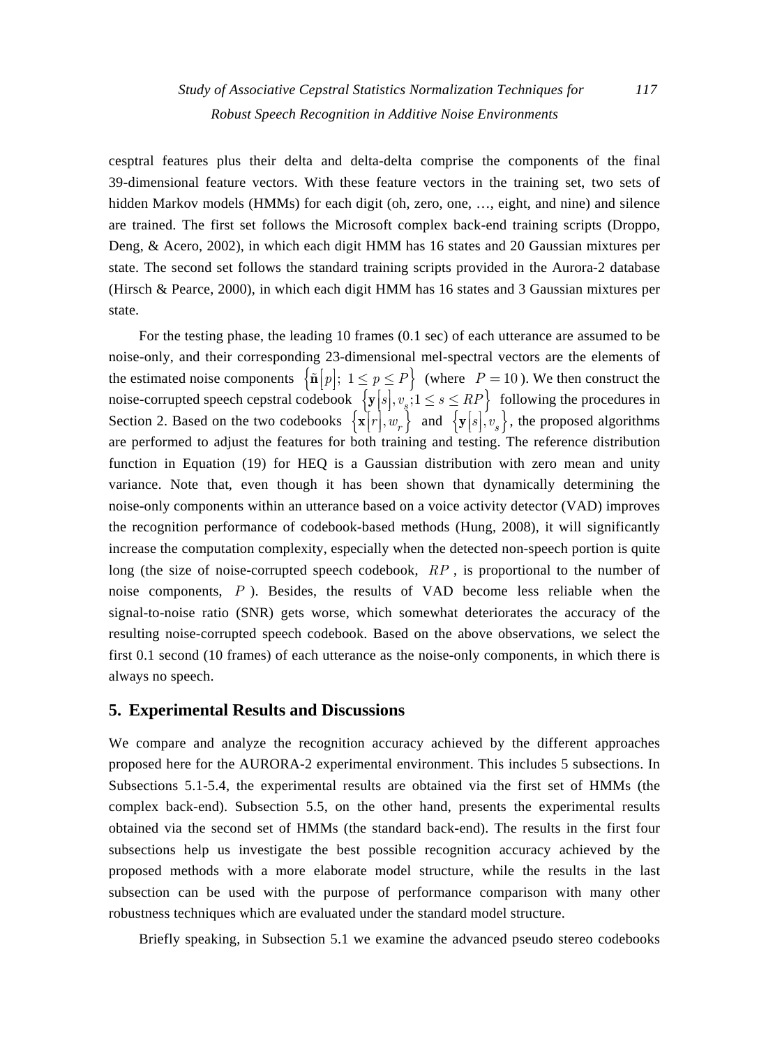cesptral features plus their delta and delta-delta comprise the components of the final 39-dimensional feature vectors. With these feature vectors in the training set, two sets of hidden Markov models (HMMs) for each digit (oh, zero, one, …, eight, and nine) and silence are trained. The first set follows the Microsoft complex back-end training scripts (Droppo, Deng, & Acero, 2002), in which each digit HMM has 16 states and 20 Gaussian mixtures per state. The second set follows the standard training scripts provided in the Aurora-2 database (Hirsch & Pearce, 2000), in which each digit HMM has 16 states and 3 Gaussian mixtures per state.

For the testing phase, the leading 10 frames (0.1 sec) of each utterance are assumed to be noise-only, and their corresponding 23-dimensional mel-spectral vectors are the elements of the estimated noise components $\left\{\tilde{\mathbf{n}}\left[p\right];\ 1 \leq p \leq P\right\}$ (where $P = 10$). We then construct the noise-corrupted speech cepstral codebook $\left\{\mathbf{y}\left[s\right], v_s; 1 \leq s \leq RP\right\}$ following the procedures in Section 2. Based on the two codebooks $\left\{\mathbf{x}\left[r\right], w_r\right\}$ and $\left\{\mathbf{y}\left[s\right], v_s\right\}$, the proposed algorithms are performed to adjust the features for both training and testing. The reference distribution function in Equation (19) for HEQ is a Gaussian distribution with zero mean and unity variance. Note that, even though it has been shown that dynamically determining the noise-only components within an utterance based on a voice activity detector (VAD) improves the recognition performance of codebook-based methods (Hung, 2008), it will significantly increase the computation complexity, especially when the detected non-speech portion is quite long (the size of noise-corrupted speech codebook, $RP$, is proportional to the number of noise components, $P$). Besides, the results of VAD become less reliable when the signal-to-noise ratio (SNR) gets worse, which somewhat deteriorates the accuracy of the resulting noise-corrupted speech codebook. Based on the above observations, we select the first 0.1 second (10 frames) of each utterance as the noise-only components, in which there is always no speech.

## 5. Experimental Results and Discussions

We compare and analyze the recognition accuracy achieved by the different approaches proposed here for the AURORA-2 experimental environment. This includes 5 subsections. In Subsections 5.1-5.4, the experimental results are obtained via the first set of HMMs (the complex back-end). Subsection 5.5, on the other hand, presents the experimental results obtained via the second set of HMMs (the standard back-end). The results in the first four subsections help us investigate the best possible recognition accuracy achieved by the proposed methods with a more elaborate model structure, while the results in the last subsection can be used with the purpose of performance comparison with many other robustness techniques which are evaluated under the standard model structure.

Briefly speaking, in Subsection 5.1 we examine the advanced pseudo stereo codebooks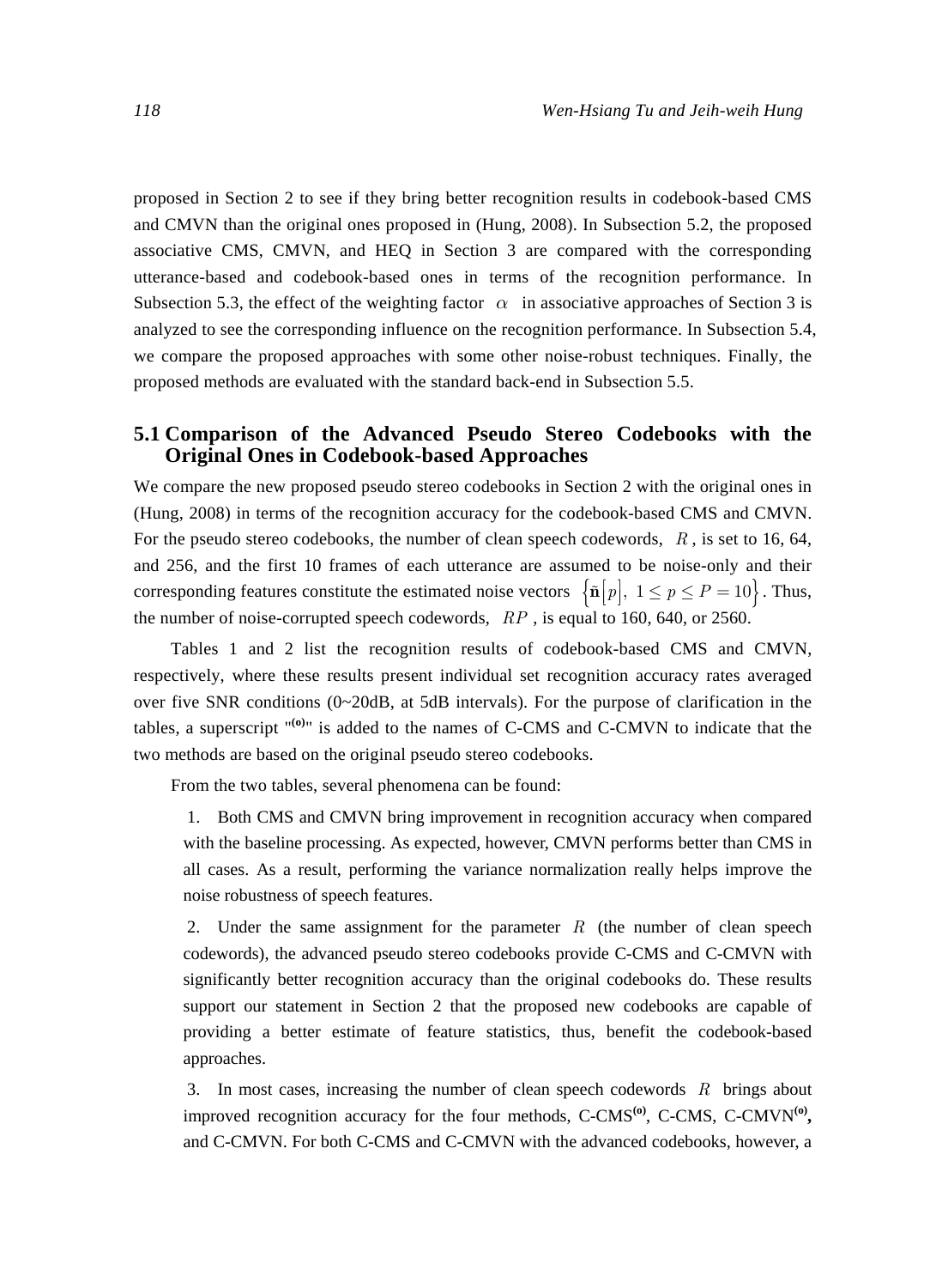proposed in Section 2 to see if they bring better recognition results in codebook-based CMS and CMVN than the original ones proposed in (Hung, 2008). In Subsection 5.2, the proposed associative CMS, CMVN, and HEQ in Section 3 are compared with the corresponding utterance-based and codebook-based ones in terms of the recognition performance. In Subsection 5.3, the effect of the weighting factor $\alpha$ in associative approaches of Section 3 is analyzed to see the corresponding influence on the recognition performance. In Subsection 5.4, we compare the proposed approaches with some other noise-robust techniques. Finally, the proposed methods are evaluated with the standard back-end in Subsection 5.5.

## 5.1 Comparison of the Advanced Pseudo Stereo Codebooks with the Original Ones in Codebook-based Approaches

We compare the new proposed pseudo stereo codebooks in Section 2 with the original ones in (Hung, 2008) in terms of the recognition accuracy for the codebook-based CMS and CMVN. For the pseudo stereo codebooks, the number of clean speech codewords, $R$, is set to 16, 64, and 256, and the first 10 frames of each utterance are assumed to be noise-only and their corresponding features constitute the estimated noise vectors $\left\{\tilde{\mathbf{n}}\left[p\right],\ 1 \le p \le P = 10\right\}$. Thus, the number of noise-corrupted speech codewords, $RP$, is equal to 160, 640, or 2560.

Tables 1 and 2 list the recognition results of codebook-based CMS and CMVN, respectively, where these results present individual set recognition accuracy rates averaged over five SNR conditions (0~20dB, at 5dB intervals). For the purpose of clarification in the tables, a superscript "$^{(o)}$" is added to the names of C-CMS and C-CMVN to indicate that the two methods are based on the original pseudo stereo codebooks.

From the two tables, several phenomena can be found:

1. Both CMS and CMVN bring improvement in recognition accuracy when compared with the baseline processing. As expected, however, CMVN performs better than CMS in all cases. As a result, performing the variance normalization really helps improve the noise robustness of speech features.

2. Under the same assignment for the parameter $R$ (the number of clean speech codewords), the advanced pseudo stereo codebooks provide C-CMS and C-CMVN with significantly better recognition accuracy than the original codebooks do. These results support our statement in Section 2 that the proposed new codebooks are capable of providing a better estimate of feature statistics, thus, benefit the codebook-based approaches.

3. In most cases, increasing the number of clean speech codewords $R$ brings about improved recognition accuracy for the four methods, C-CMS$^{(o)}$, C-CMS, C-CMVN$^{(o)}$, and C-CMVN. For both C-CMS and C-CMVN with the advanced codebooks, however, a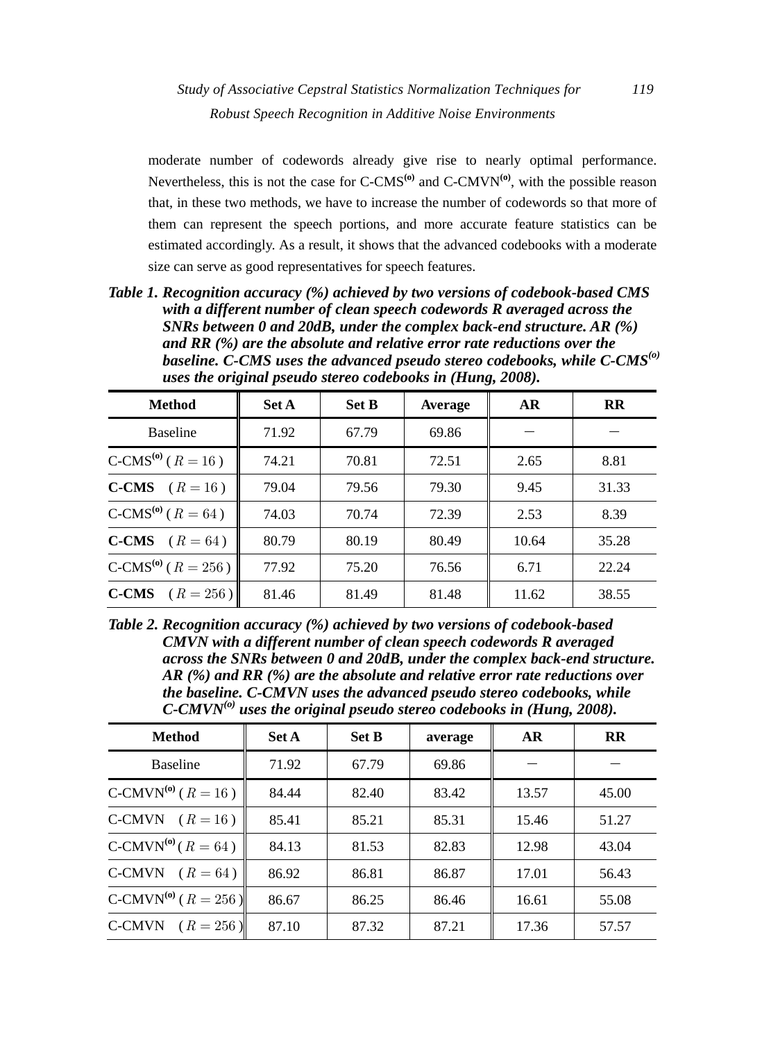moderate number of codewords already give rise to nearly optimal performance. Nevertheless, this is not the case for C-CMS$^{(o)}$ and C-CMVN$^{(o)}$, with the possible reason that, in these two methods, we have to increase the number of codewords so that more of them can represent the speech portions, and more accurate feature statistics can be estimated accordingly. As a result, it shows that the advanced codebooks with a moderate size can serve as good representatives for speech features.

***Table 1. Recognition accuracy (%) achieved by two versions of codebook-based CMS with a different number of clean speech codewords R averaged across the SNRs between 0 and 20dB, under the complex back-end structure. AR (%) and RR (%) are the absolute and relative error rate reductions over the baseline. C-CMS uses the advanced pseudo stereo codebooks, while C-CMS$^{(o)}$ uses the original pseudo stereo codebooks in (Hung, 2008).***

| Method | Set A | Set B | Average | AR | RR |
|---|---|---|---|---|---|
| Baseline | 71.92 | 67.79 | 69.86 | − | − |
| C-CMS$^{(o)}$ ( $R=16$ ) | 74.21 | 70.81 | 72.51 | 2.65 | 8.81 |
| **C-CMS** ( $R=16$ ) | 79.04 | 79.56 | 79.30 | 9.45 | 31.33 |
| C-CMS$^{(o)}$ ( $R=64$ ) | 74.03 | 70.74 | 72.39 | 2.53 | 8.39 |
| **C-CMS** ( $R=64$ ) | 80.79 | 80.19 | 80.49 | 10.64 | 35.28 |
| C-CMS$^{(o)}$ ( $R=256$ ) | 77.92 | 75.20 | 76.56 | 6.71 | 22.24 |
| **C-CMS** ( $R=256$ ) | 81.46 | 81.49 | 81.48 | 11.62 | 38.55 |

***Table 2. Recognition accuracy (%) achieved by two versions of codebook-based CMVN with a different number of clean speech codewords R averaged across the SNRs between 0 and 20dB, under the complex back-end structure. AR (%) and RR (%) are the absolute and relative error rate reductions over the baseline. C-CMVN uses the advanced pseudo stereo codebooks, while C-CMVN$^{(o)}$ uses the original pseudo stereo codebooks in (Hung, 2008).***

| Method | Set A | Set B | average | AR | RR |
|---|---|---|---|---|---|
| Baseline | 71.92 | 67.79 | 69.86 | − | − |
| C-CMVN$^{(o)}$ ( $R=16$ ) | 84.44 | 82.40 | 83.42 | 13.57 | 45.00 |
| C-CMVN ( $R=16$ ) | 85.41 | 85.21 | 85.31 | 15.46 | 51.27 |
| C-CMVN$^{(o)}$ ( $R=64$ ) | 84.13 | 81.53 | 82.83 | 12.98 | 43.04 |
| C-CMVN ( $R=64$ ) | 86.92 | 86.81 | 86.87 | 17.01 | 56.43 |
| C-CMVN$^{(o)}$ ( $R=256$ ) | 86.67 | 86.25 | 86.46 | 16.61 | 55.08 |
| C-CMVN ( $R=256$ ) | 87.10 | 87.32 | 87.21 | 17.36 | 57.57 |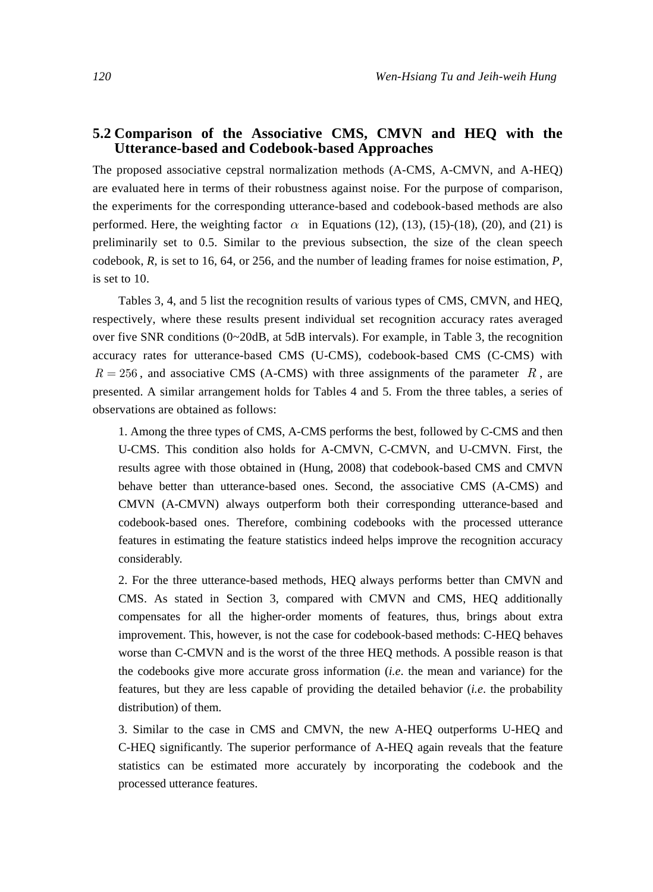## 5.2 Comparison of the Associative CMS, CMVN and HEQ with the Utterance-based and Codebook-based Approaches

The proposed associative cepstral normalization methods (A-CMS, A-CMVN, and A-HEQ) are evaluated here in terms of their robustness against noise. For the purpose of comparison, the experiments for the corresponding utterance-based and codebook-based methods are also performed. Here, the weighting factor $\alpha$ in Equations (12), (13), (15)-(18), (20), and (21) is preliminarily set to 0.5. Similar to the previous subsection, the size of the clean speech codebook, *R*, is set to 16, 64, or 256, and the number of leading frames for noise estimation, *P*, is set to 10.

Tables 3, 4, and 5 list the recognition results of various types of CMS, CMVN, and HEQ, respectively, where these results present individual set recognition accuracy rates averaged over five SNR conditions (0~20dB, at 5dB intervals). For example, in Table 3, the recognition accuracy rates for utterance-based CMS (U-CMS), codebook-based CMS (C-CMS) with $R = 256$, and associative CMS (A-CMS) with three assignments of the parameter $R$, are presented. A similar arrangement holds for Tables 4 and 5. From the three tables, a series of observations are obtained as follows:

1. Among the three types of CMS, A-CMS performs the best, followed by C-CMS and then U-CMS. This condition also holds for A-CMVN, C-CMVN, and U-CMVN. First, the results agree with those obtained in (Hung, 2008) that codebook-based CMS and CMVN behave better than utterance-based ones. Second, the associative CMS (A-CMS) and CMVN (A-CMVN) always outperform both their corresponding utterance-based and codebook-based ones. Therefore, combining codebooks with the processed utterance features in estimating the feature statistics indeed helps improve the recognition accuracy considerably.

2. For the three utterance-based methods, HEQ always performs better than CMVN and CMS. As stated in Section 3, compared with CMVN and CMS, HEQ additionally compensates for all the higher-order moments of features, thus, brings about extra improvement. This, however, is not the case for codebook-based methods: C-HEQ behaves worse than C-CMVN and is the worst of the three HEQ methods. A possible reason is that the codebooks give more accurate gross information (*i.e*. the mean and variance) for the features, but they are less capable of providing the detailed behavior (*i.e*. the probability distribution) of them.

3. Similar to the case in CMS and CMVN, the new A-HEQ outperforms U-HEQ and C-HEQ significantly. The superior performance of A-HEQ again reveals that the feature statistics can be estimated more accurately by incorporating the codebook and the processed utterance features.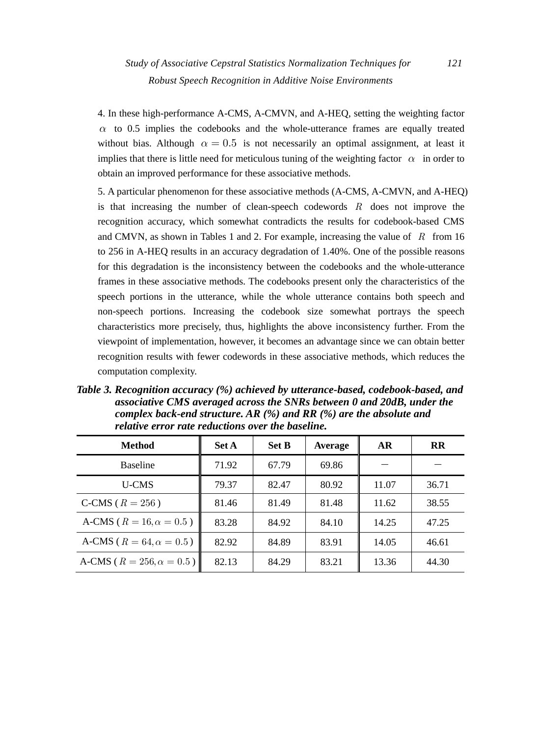4. In these high-performance A-CMS, A-CMVN, and A-HEQ, setting the weighting factor $\alpha$ to 0.5 implies the codebooks and the whole-utterance frames are equally treated without bias. Although $\alpha = 0.5$ is not necessarily an optimal assignment, at least it implies that there is little need for meticulous tuning of the weighting factor $\alpha$ in order to obtain an improved performance for these associative methods.

5. A particular phenomenon for these associative methods (A-CMS, A-CMVN, and A-HEQ) is that increasing the number of clean-speech codewords $R$ does not improve the recognition accuracy, which somewhat contradicts the results for codebook-based CMS and CMVN, as shown in Tables 1 and 2. For example, increasing the value of $R$ from 16 to 256 in A-HEQ results in an accuracy degradation of 1.40%. One of the possible reasons for this degradation is the inconsistency between the codebooks and the whole-utterance frames in these associative methods. The codebooks present only the characteristics of the speech portions in the utterance, while the whole utterance contains both speech and non-speech portions. Increasing the codebook size somewhat portrays the speech characteristics more precisely, thus, highlights the above inconsistency further. From the viewpoint of implementation, however, it becomes an advantage since we can obtain better recognition results with fewer codewords in these associative methods, which reduces the computation complexity.

***Table 3. Recognition accuracy (%) achieved by utterance-based, codebook-based, and associative CMS averaged across the SNRs between 0 and 20dB, under the complex back-end structure. AR (%) and RR (%) are the absolute and relative error rate reductions over the baseline.***

| Method | Set A | Set B | Average | AR | RR |
|---|---|---|---|---|---|
| Baseline | 71.92 | 67.79 | 69.86 | − | − |
| U-CMS | 79.37 | 82.47 | 80.92 | 11.07 | 36.71 |
| C-CMS ( $R = 256$ ) | 81.46 | 81.49 | 81.48 | 11.62 | 38.55 |
| A-CMS ( $R = 16, \alpha = 0.5$ ) | 83.28 | 84.92 | 84.10 | 14.25 | 47.25 |
| A-CMS ( $R = 64, \alpha = 0.5$ ) | 82.92 | 84.89 | 83.91 | 14.05 | 46.61 |
| A-CMS ( $R = 256, \alpha = 0.5$ ) | 82.13 | 84.29 | 83.21 | 13.36 | 44.30 |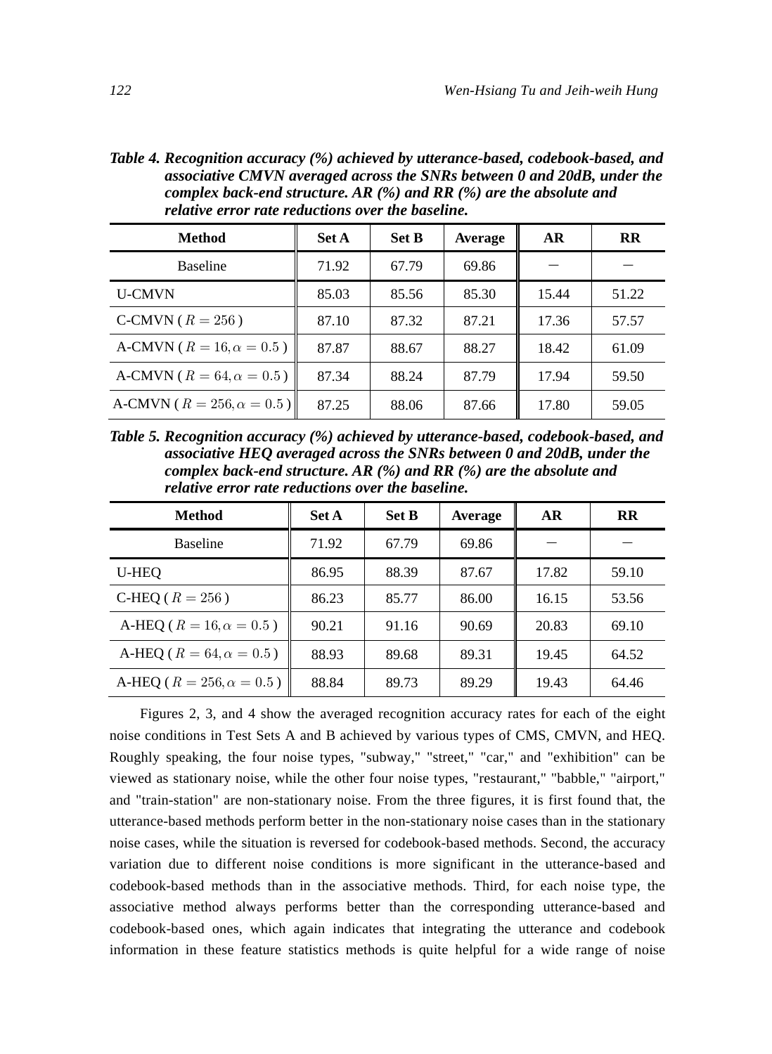***Table 4. Recognition accuracy (%) achieved by utterance-based, codebook-based, and associative CMVN averaged across the SNRs between 0 and 20dB, under the complex back-end structure. AR (%) and RR (%) are the absolute and relative error rate reductions over the baseline.***

| **Method** | **Set A** | **Set B** | **Average** | **AR** | **RR** |
|---|---|---|---|---|---|
| Baseline | 71.92 | 67.79 | 69.86 | – | – |
| U-CMVN | 85.03 | 85.56 | 85.30 | 15.44 | 51.22 |
| C-CMVN ( $R = 256$ ) | 87.10 | 87.32 | 87.21 | 17.36 | 57.57 |
| A-CMVN ( $R = 16, \alpha = 0.5$ ) | 87.87 | 88.67 | 88.27 | 18.42 | 61.09 |
| A-CMVN ( $R = 64, \alpha = 0.5$ ) | 87.34 | 88.24 | 87.79 | 17.94 | 59.50 |
| A-CMVN ( $R = 256, \alpha = 0.5$ ) | 87.25 | 88.06 | 87.66 | 17.80 | 59.05 |

***Table 5. Recognition accuracy (%) achieved by utterance-based, codebook-based, and associative HEQ averaged across the SNRs between 0 and 20dB, under the complex back-end structure. AR (%) and RR (%) are the absolute and relative error rate reductions over the baseline.***

| **Method** | **Set A** | **Set B** | **Average** | **AR** | **RR** |
|---|---|---|---|---|---|
| Baseline | 71.92 | 67.79 | 69.86 | – | – |
| U-HEQ | 86.95 | 88.39 | 87.67 | 17.82 | 59.10 |
| C-HEQ ( $R = 256$ ) | 86.23 | 85.77 | 86.00 | 16.15 | 53.56 |
| A-HEQ ( $R = 16, \alpha = 0.5$ ) | 90.21 | 91.16 | 90.69 | 20.83 | 69.10 |
| A-HEQ ( $R = 64, \alpha = 0.5$ ) | 88.93 | 89.68 | 89.31 | 19.45 | 64.52 |
| A-HEQ ( $R = 256, \alpha = 0.5$ ) | 88.84 | 89.73 | 89.29 | 19.43 | 64.46 |

Figures 2, 3, and 4 show the averaged recognition accuracy rates for each of the eight noise conditions in Test Sets A and B achieved by various types of CMS, CMVN, and HEQ. Roughly speaking, the four noise types, "subway," "street," "car," and "exhibition" can be viewed as stationary noise, while the other four noise types, "restaurant," "babble," "airport," and "train-station" are non-stationary noise. From the three figures, it is first found that, the utterance-based methods perform better in the non-stationary noise cases than in the stationary noise cases, while the situation is reversed for codebook-based methods. Second, the accuracy variation due to different noise conditions is more significant in the utterance-based and codebook-based methods than in the associative methods. Third, for each noise type, the associative method always performs better than the corresponding utterance-based and codebook-based ones, which again indicates that integrating the utterance and codebook information in these feature statistics methods is quite helpful for a wide range of noise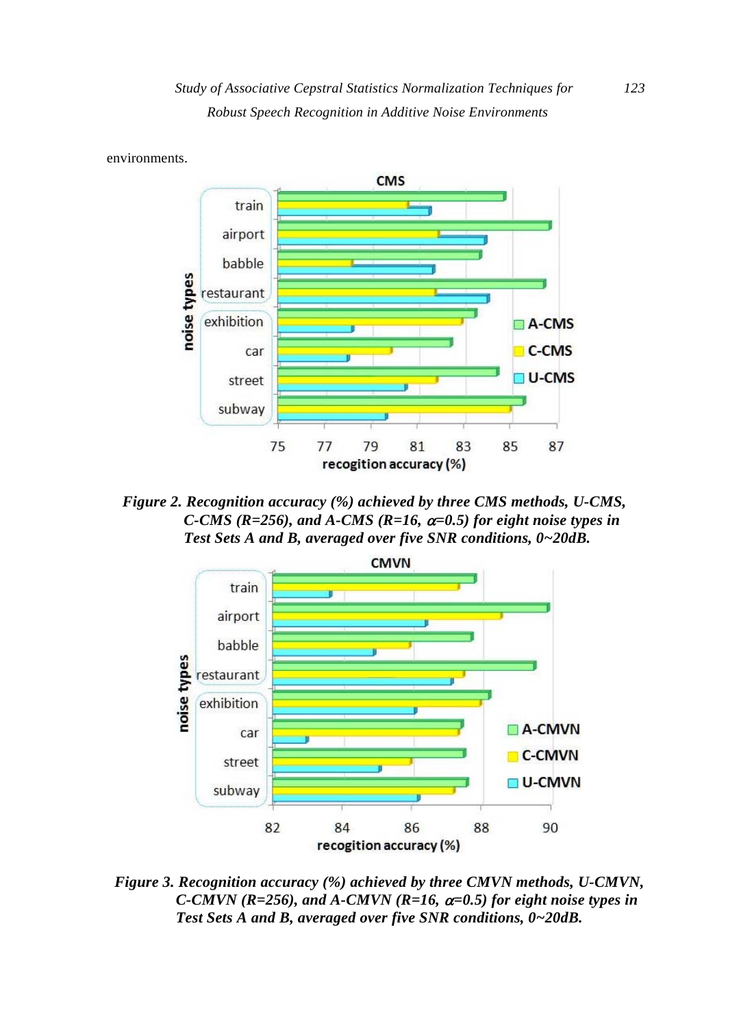environments.

*Figure 2. Recognition accuracy (%) achieved by three CMS methods, U-CMS, C-CMS (R=256), and A-CMS (R=16, $\alpha$=0.5) for eight noise types in Test Sets A and B, averaged over five SNR conditions, 0~20dB.*

*Figure 3. Recognition accuracy (%) achieved by three CMVN methods, U-CMVN, C-CMVN (R=256), and A-CMVN (R=16, $\alpha$=0.5) for eight noise types in Test Sets A and B, averaged over five SNR conditions, 0~20dB.*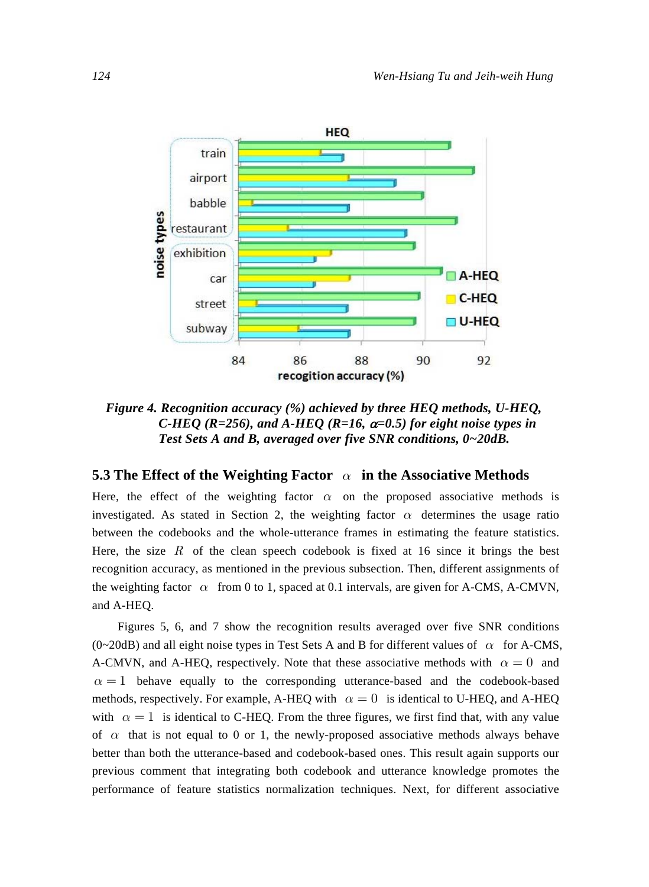Figure 4. Recognition accuracy (%) achieved by three HEQ methods, U-HEQ, C-HEQ (R=256), and A-HEQ (R=16, $\alpha$=0.5) for eight noise types in Test Sets A and B, averaged over five SNR conditions, 0~20dB.

### 5.3 The Effect of the Weighting Factor $\alpha$ in the Associative Methods

Here, the effect of the weighting factor $\alpha$ on the proposed associative methods is investigated. As stated in Section 2, the weighting factor $\alpha$ determines the usage ratio between the codebooks and the whole-utterance frames in estimating the feature statistics. Here, the size $R$ of the clean speech codebook is fixed at 16 since it brings the best recognition accuracy, as mentioned in the previous subsection. Then, different assignments of the weighting factor $\alpha$ from 0 to 1, spaced at 0.1 intervals, are given for A-CMS, A-CMVN, and A-HEQ.

Figures 5, 6, and 7 show the recognition results averaged over five SNR conditions (0~20dB) and all eight noise types in Test Sets A and B for different values of $\alpha$ for A-CMS, A-CMVN, and A-HEQ, respectively. Note that these associative methods with $\alpha = 0$ and $\alpha = 1$ behave equally to the corresponding utterance-based and the codebook-based methods, respectively. For example, A-HEQ with $\alpha = 0$ is identical to U-HEQ, and A-HEQ with $\alpha = 1$ is identical to C-HEQ. From the three figures, we first find that, with any value of $\alpha$ that is not equal to 0 or 1, the newly-proposed associative methods always behave better than both the utterance-based and codebook-based ones. This result again supports our previous comment that integrating both codebook and utterance knowledge promotes the performance of feature statistics normalization techniques. Next, for different associative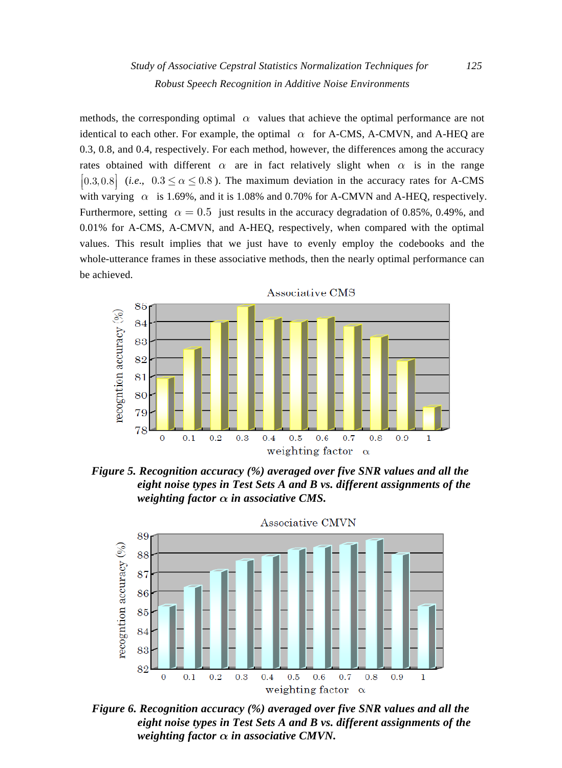methods, the corresponding optimal $\alpha$ values that achieve the optimal performance are not identical to each other. For example, the optimal $\alpha$ for A-CMS, A-CMVN, and A-HEQ are 0.3, 0.8, and 0.4, respectively. For each method, however, the differences among the accuracy rates obtained with different $\alpha$ are in fact relatively slight when $\alpha$ is in the range $[0.3, 0.8]$ (*i.e.*, $0.3 \leq \alpha \leq 0.8$). The maximum deviation in the accuracy rates for A-CMS with varying $\alpha$ is 1.69%, and it is 1.08% and 0.70% for A-CMVN and A-HEQ, respectively. Furthermore, setting $\alpha = 0.5$ just results in the accuracy degradation of 0.85%, 0.49%, and 0.01% for A-CMS, A-CMVN, and A-HEQ, respectively, when compared with the optimal values. This result implies that we just have to evenly employ the codebooks and the whole-utterance frames in these associative methods, then the nearly optimal performance can be achieved.

***Figure 5. Recognition accuracy (%) averaged over five SNR values and all the eight noise types in Test Sets A and B vs. different assignments of the weighting factor $\alpha$ in associative CMS.***

***Figure 6. Recognition accuracy (%) averaged over five SNR values and all the eight noise types in Test Sets A and B vs. different assignments of the weighting factor $\alpha$ in associative CMVN.***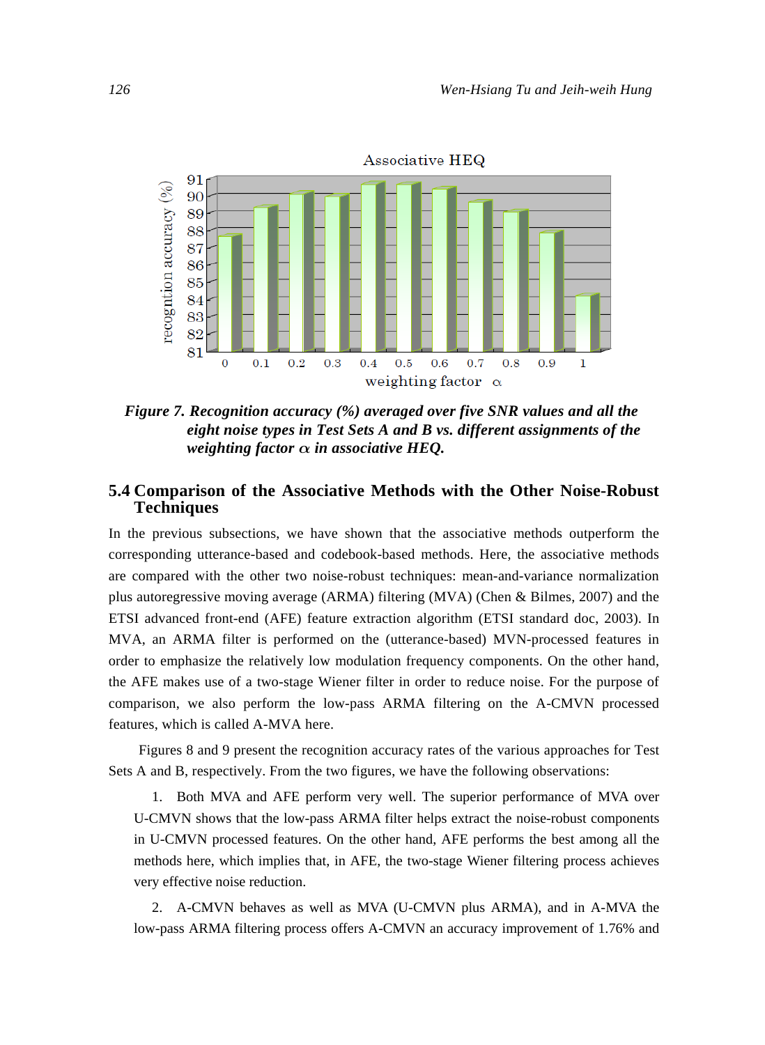*Figure 7. Recognition accuracy (%) averaged over five SNR values and all the eight noise types in Test Sets A and B vs. different assignments of the weighting factor $\alpha$ in associative HEQ.*

### 5.4 Comparison of the Associative Methods with the Other Noise-Robust Techniques

In the previous subsections, we have shown that the associative methods outperform the corresponding utterance-based and codebook-based methods. Here, the associative methods are compared with the other two noise-robust techniques: mean-and-variance normalization plus autoregressive moving average (ARMA) filtering (MVA) (Chen & Bilmes, 2007) and the ETSI advanced front-end (AFE) feature extraction algorithm (ETSI standard doc, 2003). In MVA, an ARMA filter is performed on the (utterance-based) MVN-processed features in order to emphasize the relatively low modulation frequency components. On the other hand, the AFE makes use of a two-stage Wiener filter in order to reduce noise. For the purpose of comparison, we also perform the low-pass ARMA filtering on the A-CMVN processed features, which is called A-MVA here.

Figures 8 and 9 present the recognition accuracy rates of the various approaches for Test Sets A and B, respectively. From the two figures, we have the following observations:

1. Both MVA and AFE perform very well. The superior performance of MVA over U-CMVN shows that the low-pass ARMA filter helps extract the noise-robust components in U-CMVN processed features. On the other hand, AFE performs the best among all the methods here, which implies that, in AFE, the two-stage Wiener filtering process achieves very effective noise reduction.

2. A-CMVN behaves as well as MVA (U-CMVN plus ARMA), and in A-MVA the low-pass ARMA filtering process offers A-CMVN an accuracy improvement of 1.76% and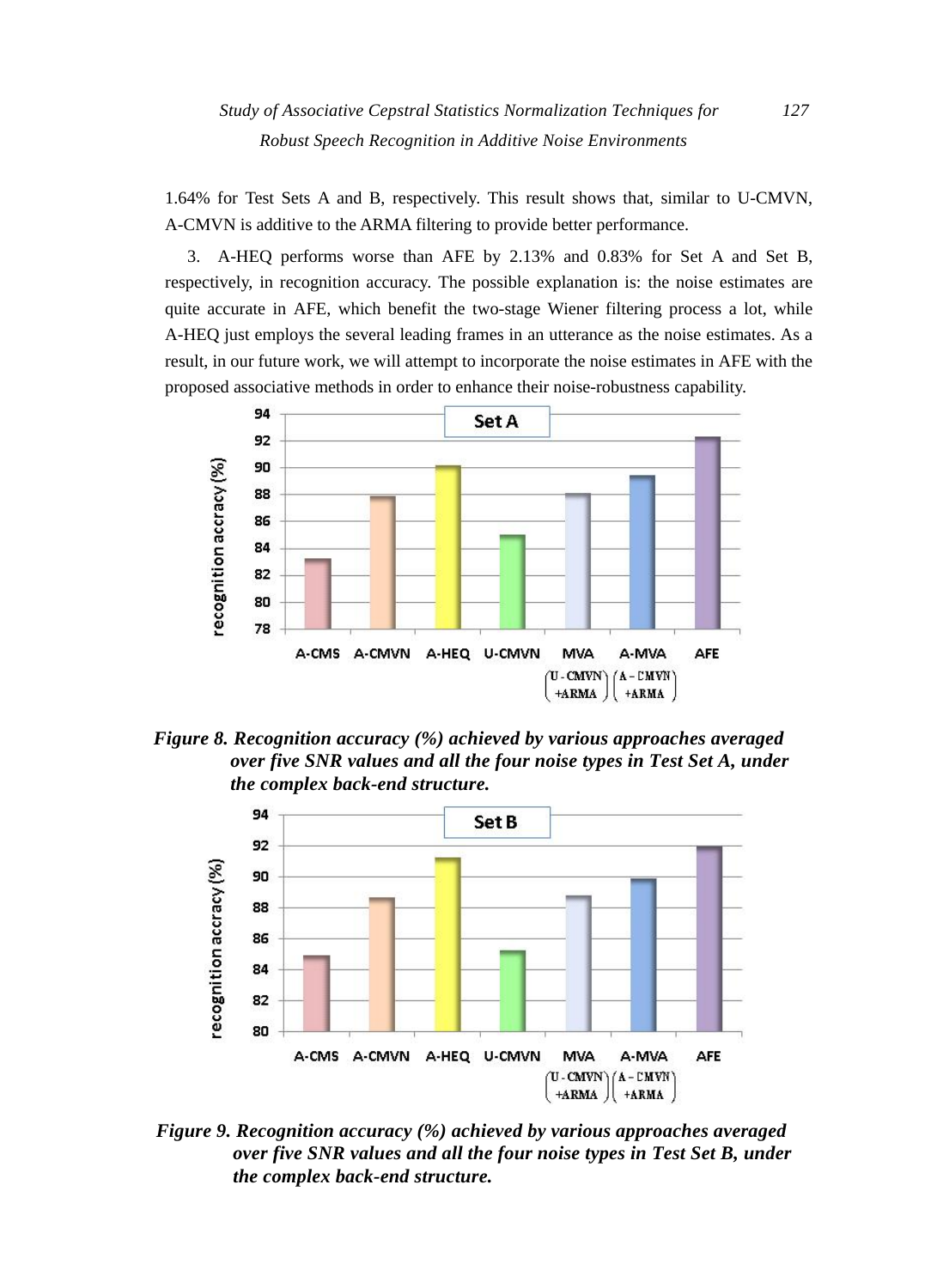1.64% for Test Sets A and B, respectively. This result shows that, similar to U-CMVN, A-CMVN is additive to the ARMA filtering to provide better performance.

3. A-HEQ performs worse than AFE by 2.13% and 0.83% for Set A and Set B, respectively, in recognition accuracy. The possible explanation is: the noise estimates are quite accurate in AFE, which benefit the two-stage Wiener filtering process a lot, while A-HEQ just employs the several leading frames in an utterance as the noise estimates. As a result, in our future work, we will attempt to incorporate the noise estimates in AFE with the proposed associative methods in order to enhance their noise-robustness capability.

***Figure 8. Recognition accuracy (%) achieved by various approaches averaged over five SNR values and all the four noise types in Test Set A, under the complex back-end structure.***

***Figure 9. Recognition accuracy (%) achieved by various approaches averaged over five SNR values and all the four noise types in Test Set B, under the complex back-end structure.***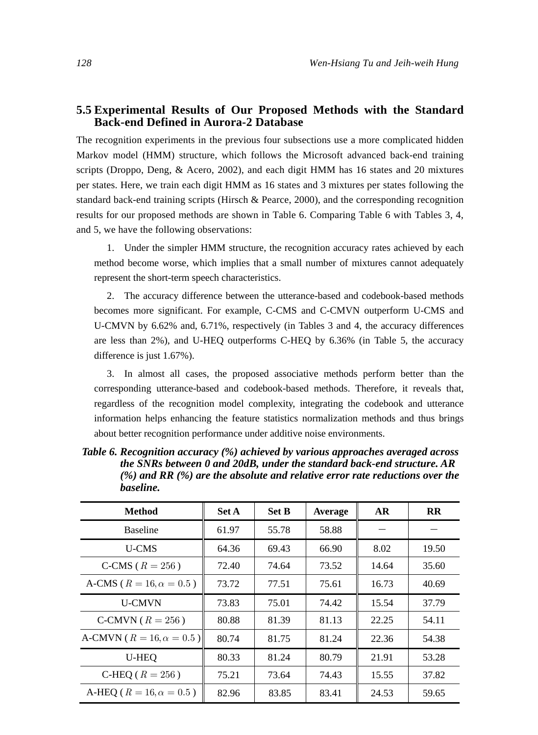## 5.5 Experimental Results of Our Proposed Methods with the Standard Back-end Defined in Aurora-2 Database

The recognition experiments in the previous four subsections use a more complicated hidden Markov model (HMM) structure, which follows the Microsoft advanced back-end training scripts (Droppo, Deng, & Acero, 2002), and each digit HMM has 16 states and 20 mixtures per states. Here, we train each digit HMM as 16 states and 3 mixtures per states following the standard back-end training scripts (Hirsch & Pearce, 2000), and the corresponding recognition results for our proposed methods are shown in Table 6. Comparing Table 6 with Tables 3, 4, and 5, we have the following observations:

1. Under the simpler HMM structure, the recognition accuracy rates achieved by each method become worse, which implies that a small number of mixtures cannot adequately represent the short-term speech characteristics.

2. The accuracy difference between the utterance-based and codebook-based methods becomes more significant. For example, C-CMS and C-CMVN outperform U-CMS and U-CMVN by 6.62% and, 6.71%, respectively (in Tables 3 and 4, the accuracy differences are less than 2%), and U-HEQ outperforms C-HEQ by 6.36% (in Table 5, the accuracy difference is just 1.67%).

3. In almost all cases, the proposed associative methods perform better than the corresponding utterance-based and codebook-based methods. Therefore, it reveals that, regardless of the recognition model complexity, integrating the codebook and utterance information helps enhancing the feature statistics normalization methods and thus brings about better recognition performance under additive noise environments.

***Table 6. Recognition accuracy (%) achieved by various approaches averaged across the SNRs between 0 and 20dB, under the standard back-end structure. AR (%) and RR (%) are the absolute and relative error rate reductions over the baseline.***

| Method | Set A | Set B | Average | AR | RR |
|---|---|---|---|---|---|
| Baseline | 61.97 | 55.78 | 58.88 | − | − |
| U-CMS | 64.36 | 69.43 | 66.90 | 8.02 | 19.50 |
| C-CMS ( $R=256$ ) | 72.40 | 74.64 | 73.52 | 14.64 | 35.60 |
| A-CMS ( $R=16, \alpha=0.5$ ) | 73.72 | 77.51 | 75.61 | 16.73 | 40.69 |
| U-CMVN | 73.83 | 75.01 | 74.42 | 15.54 | 37.79 |
| C-CMVN ( $R=256$ ) | 80.88 | 81.39 | 81.13 | 22.25 | 54.11 |
| A-CMVN ( $R=16, \alpha=0.5$ ) | 80.74 | 81.75 | 81.24 | 22.36 | 54.38 |
| U-HEQ | 80.33 | 81.24 | 80.79 | 21.91 | 53.28 |
| C-HEQ ( $R=256$ ) | 75.21 | 73.64 | 74.43 | 15.55 | 37.82 |
| A-HEQ ( $R=16, \alpha=0.5$ ) | 82.96 | 83.85 | 83.41 | 24.53 | 59.65 |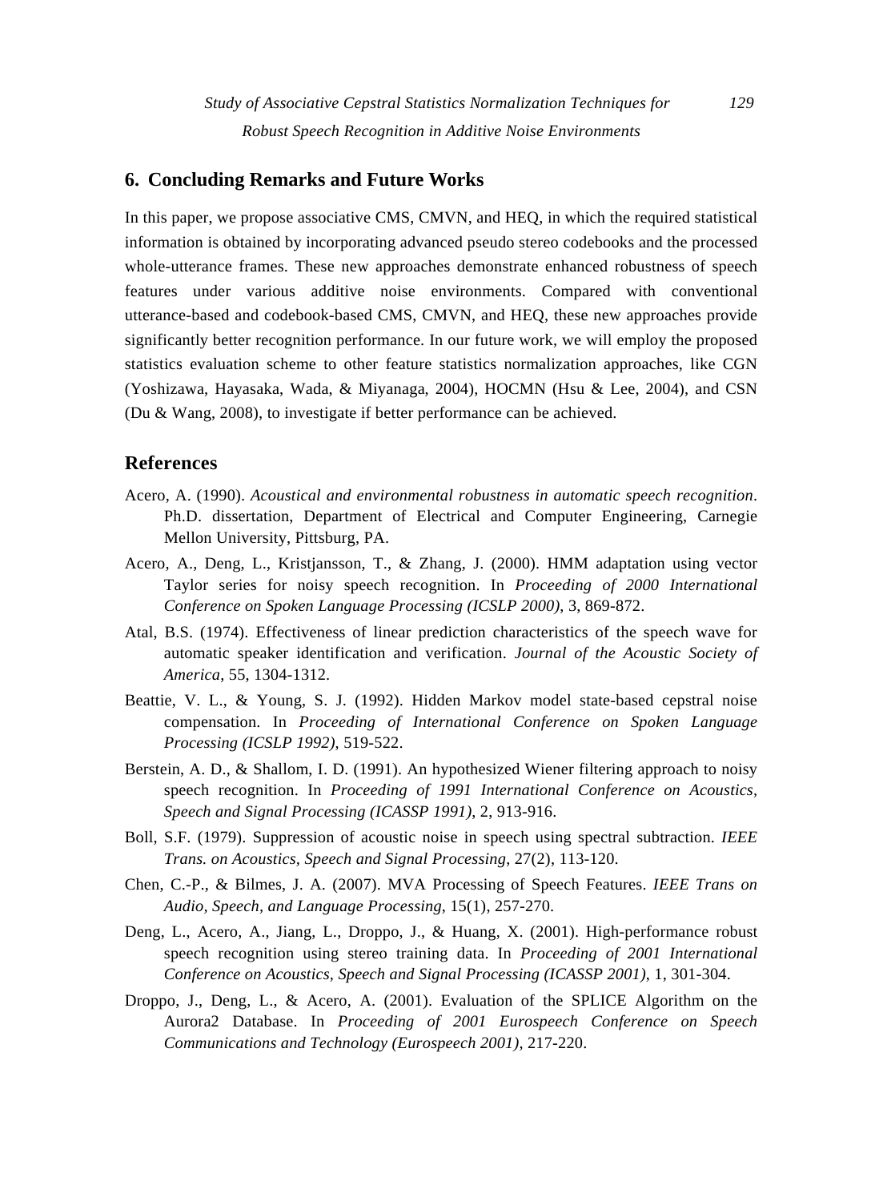## 6. Concluding Remarks and Future Works

In this paper, we propose associative CMS, CMVN, and HEQ, in which the required statistical information is obtained by incorporating advanced pseudo stereo codebooks and the processed whole-utterance frames. These new approaches demonstrate enhanced robustness of speech features under various additive noise environments. Compared with conventional utterance-based and codebook-based CMS, CMVN, and HEQ, these new approaches provide significantly better recognition performance. In our future work, we will employ the proposed statistics evaluation scheme to other feature statistics normalization approaches, like CGN (Yoshizawa, Hayasaka, Wada, & Miyanaga, 2004), HOCMN (Hsu & Lee, 2004), and CSN (Du & Wang, 2008), to investigate if better performance can be achieved.

## References

Acero, A. (1990). *Acoustical and environmental robustness in automatic speech recognition*. Ph.D. dissertation, Department of Electrical and Computer Engineering, Carnegie Mellon University, Pittsburg, PA.

Acero, A., Deng, L., Kristjansson, T., & Zhang, J. (2000). HMM adaptation using vector Taylor series for noisy speech recognition. In *Proceeding of 2000 International Conference on Spoken Language Processing (ICSLP 2000)*, 3, 869-872.

Atal, B.S. (1974). Effectiveness of linear prediction characteristics of the speech wave for automatic speaker identification and verification. *Journal of the Acoustic Society of America*, 55, 1304-1312.

Beattie, V. L., & Young, S. J. (1992). Hidden Markov model state-based cepstral noise compensation. In *Proceeding of International Conference on Spoken Language Processing (ICSLP 1992)*, 519-522.

Berstein, A. D., & Shallom, I. D. (1991). An hypothesized Wiener filtering approach to noisy speech recognition. In *Proceeding of 1991 International Conference on Acoustics, Speech and Signal Processing (ICASSP 1991)*, 2, 913-916.

Boll, S.F. (1979). Suppression of acoustic noise in speech using spectral subtraction. *IEEE Trans. on Acoustics, Speech and Signal Processing*, 27(2), 113-120.

Chen, C.-P., & Bilmes, J. A. (2007). MVA Processing of Speech Features. *IEEE Trans on Audio, Speech, and Language Processing*, 15(1), 257-270.

Deng, L., Acero, A., Jiang, L., Droppo, J., & Huang, X. (2001). High-performance robust speech recognition using stereo training data. In *Proceeding of 2001 International Conference on Acoustics, Speech and Signal Processing (ICASSP 2001)*, 1, 301-304.

Droppo, J., Deng, L., & Acero, A. (2001). Evaluation of the SPLICE Algorithm on the Aurora2 Database. In *Proceeding of 2001 Eurospeech Conference on Speech Communications and Technology (Eurospeech 2001)*, 217-220.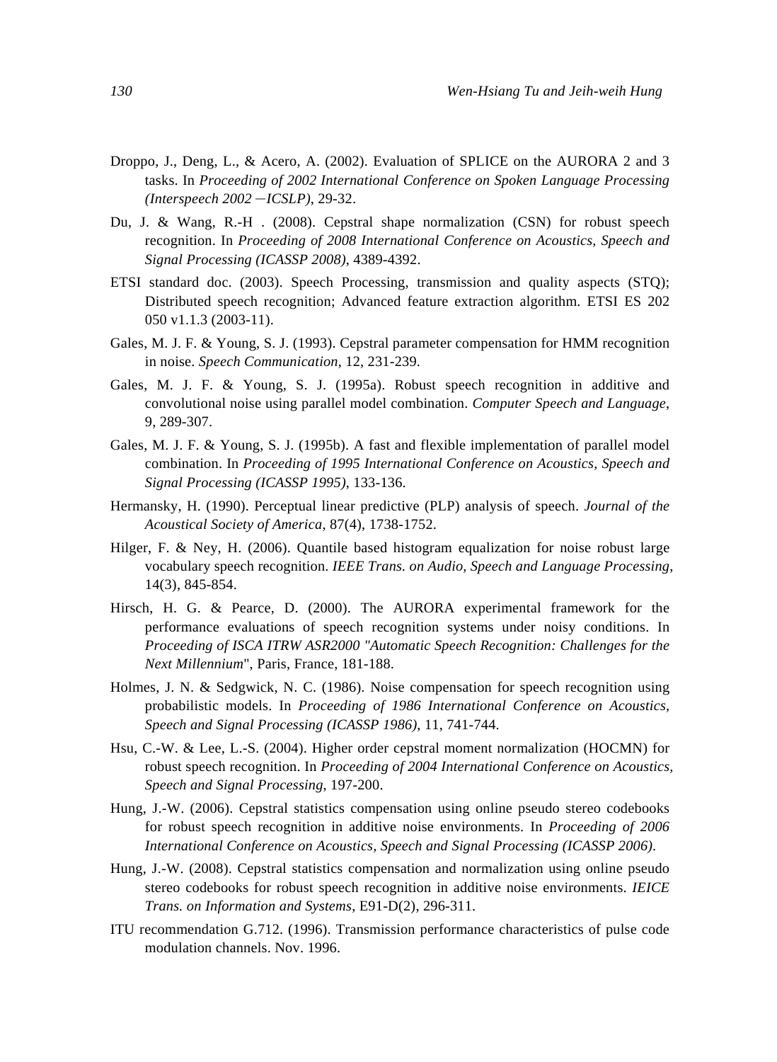Droppo, J., Deng, L., & Acero, A. (2002). Evaluation of SPLICE on the AURORA 2 and 3 tasks. In *Proceeding of 2002 International Conference on Spoken Language Processing (Interspeech 2002 −ICSLP)*, 29-32.

Du, J. & Wang, R.-H . (2008). Cepstral shape normalization (CSN) for robust speech recognition. In *Proceeding of 2008 International Conference on Acoustics, Speech and Signal Processing (ICASSP 2008)*, 4389-4392.

ETSI standard doc. (2003). Speech Processing, transmission and quality aspects (STQ); Distributed speech recognition; Advanced feature extraction algorithm. ETSI ES 202 050 v1.1.3 (2003-11).

Gales, M. J. F. & Young, S. J. (1993). Cepstral parameter compensation for HMM recognition in noise. *Speech Communication*, 12, 231-239.

Gales, M. J. F. & Young, S. J. (1995a). Robust speech recognition in additive and convolutional noise using parallel model combination. *Computer Speech and Language*, 9, 289-307.

Gales, M. J. F. & Young, S. J. (1995b). A fast and flexible implementation of parallel model combination. In *Proceeding of 1995 International Conference on Acoustics, Speech and Signal Processing (ICASSP 1995)*, 133-136.

Hermansky, H. (1990). Perceptual linear predictive (PLP) analysis of speech. *Journal of the Acoustical Society of America*, 87(4), 1738-1752.

Hilger, F. & Ney, H. (2006). Quantile based histogram equalization for noise robust large vocabulary speech recognition. *IEEE Trans. on Audio, Speech and Language Processing*, 14(3), 845-854.

Hirsch, H. G. & Pearce, D. (2000). The AURORA experimental framework for the performance evaluations of speech recognition systems under noisy conditions. In *Proceeding of ISCA ITRW ASR2000 "Automatic Speech Recognition: Challenges for the Next Millennium*", Paris, France, 181-188.

Holmes, J. N. & Sedgwick, N. C. (1986). Noise compensation for speech recognition using probabilistic models. In *Proceeding of 1986 International Conference on Acoustics, Speech and Signal Processing (ICASSP 1986)*, 11, 741-744.

Hsu, C.-W. & Lee, L.-S. (2004). Higher order cepstral moment normalization (HOCMN) for robust speech recognition. In *Proceeding of 2004 International Conference on Acoustics, Speech and Signal Processing*, 197-200.

Hung, J.-W. (2006). Cepstral statistics compensation using online pseudo stereo codebooks for robust speech recognition in additive noise environments. In *Proceeding of 2006 International Conference on Acoustics, Speech and Signal Processing (ICASSP 2006)*.

Hung, J.-W. (2008). Cepstral statistics compensation and normalization using online pseudo stereo codebooks for robust speech recognition in additive noise environments. *IEICE Trans. on Information and Systems*, E91-D(2), 296-311.

ITU recommendation G.712. (1996). Transmission performance characteristics of pulse code modulation channels. Nov. 1996.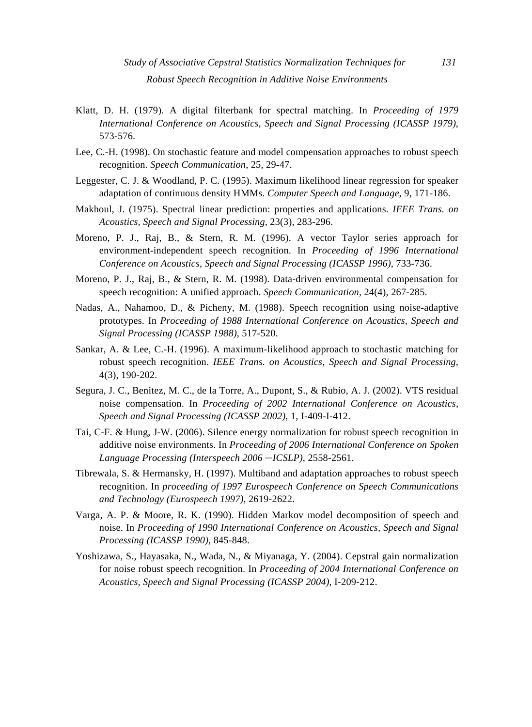Klatt, D. H. (1979). A digital filterbank for spectral matching. In *Proceeding of 1979 International Conference on Acoustics, Speech and Signal Processing (ICASSP 1979)*, 573-576.

Lee, C.-H. (1998). On stochastic feature and model compensation approaches to robust speech recognition. *Speech Communication*, 25, 29-47.

Leggester, C. J. & Woodland, P. C. (1995). Maximum likelihood linear regression for speaker adaptation of continuous density HMMs. *Computer Speech and Language*, 9, 171-186.

Makhoul, J. (1975). Spectral linear prediction: properties and applications. *IEEE Trans. on Acoustics, Speech and Signal Processing*, 23(3), 283-296.

Moreno, P. J., Raj, B., & Stern, R. M. (1996). A vector Taylor series approach for environment-independent speech recognition. In *Proceeding of 1996 International Conference on Acoustics, Speech and Signal Processing (ICASSP 1996)*, 733-736.

Moreno, P. J., Raj, B., & Stern, R. M. (1998). Data-driven environmental compensation for speech recognition: A unified approach. *Speech Communication*, 24(4), 267-285.

Nadas, A., Nahamoo, D., & Picheny, M. (1988). Speech recognition using noise-adaptive prototypes. In *Proceeding of 1988 International Conference on Acoustics, Speech and Signal Processing (ICASSP 1988)*, 517-520.

Sankar, A. & Lee, C.-H. (1996). A maximum-likelihood approach to stochastic matching for robust speech recognition. *IEEE Trans. on Acoustics, Speech and Signal Processing*, 4(3), 190-202.

Segura, J. C., Benitez, M. C., de la Torre, A., Dupont, S., & Rubio, A. J. (2002). VTS residual noise compensation. In *Proceeding of 2002 International Conference on Acoustics, Speech and Signal Processing (ICASSP 2002)*, 1, I-409-I-412.

Tai, C-F. & Hung, J-W. (2006). Silence energy normalization for robust speech recognition in additive noise environments. In *Proceeding of 2006 International Conference on Spoken Language Processing (Interspeech 2006－ICSLP)*, 2558-2561.

Tibrewala, S. & Hermansky, H. (1997). Multiband and adaptation approaches to robust speech recognition. In *proceeding of 1997 Eurospeech Conference on Speech Communications and Technology (Eurospeech 1997)*, 2619-2622.

Varga, A. P. & Moore, R. K. (1990). Hidden Markov model decomposition of speech and noise. In *Proceeding of 1990 International Conference on Acoustics, Speech and Signal Processing (ICASSP 1990)*, 845-848.

Yoshizawa, S., Hayasaka, N., Wada, N., & Miyanaga, Y. (2004). Cepstral gain normalization for noise robust speech recognition. In *Proceeding of 2004 International Conference on Acoustics, Speech and Signal Processing (ICASSP 2004)*, I-209-212.